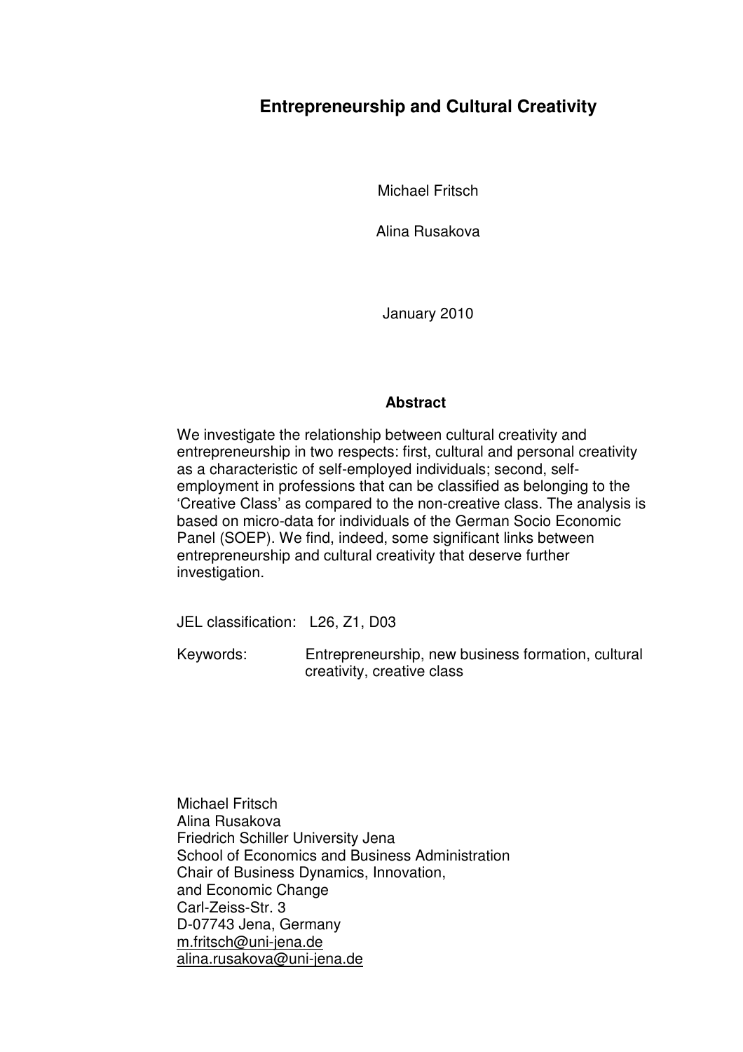# Entrepreneurship and Cultural Creativity

Michael Fritsch

Alina Rusakova

January 2010

## Abstract

We investigate the relationship between cultural creativity and entrepreneurship in two respects: first, cultural and personal creativity as a characteristic of self-employed individuals; second, self-employment in professions that can be classified as belonging to the 'Creative Class' as compared to the non-creative class. The analysis is based on micro-data for individuals of the German Socio Economic Panel (SOEP). We find, indeed, some significant links between entrepreneurship and cultural creativity that deserve further investigation.

JEL classification: L26, Z1, D03

Keywords: Entrepreneurship, new business formation, cultural creativity, creative class

Michael Fritsch
Alina Rusakova
Friedrich Schiller University Jena
School of Economics and Business Administration
Chair of Business Dynamics, Innovation, and Economic Change
Carl-Zeiss-Str. 3
D-07743 Jena, Germany
m.fritsch@uni-jena.de
alina.rusakova@uni-jena.de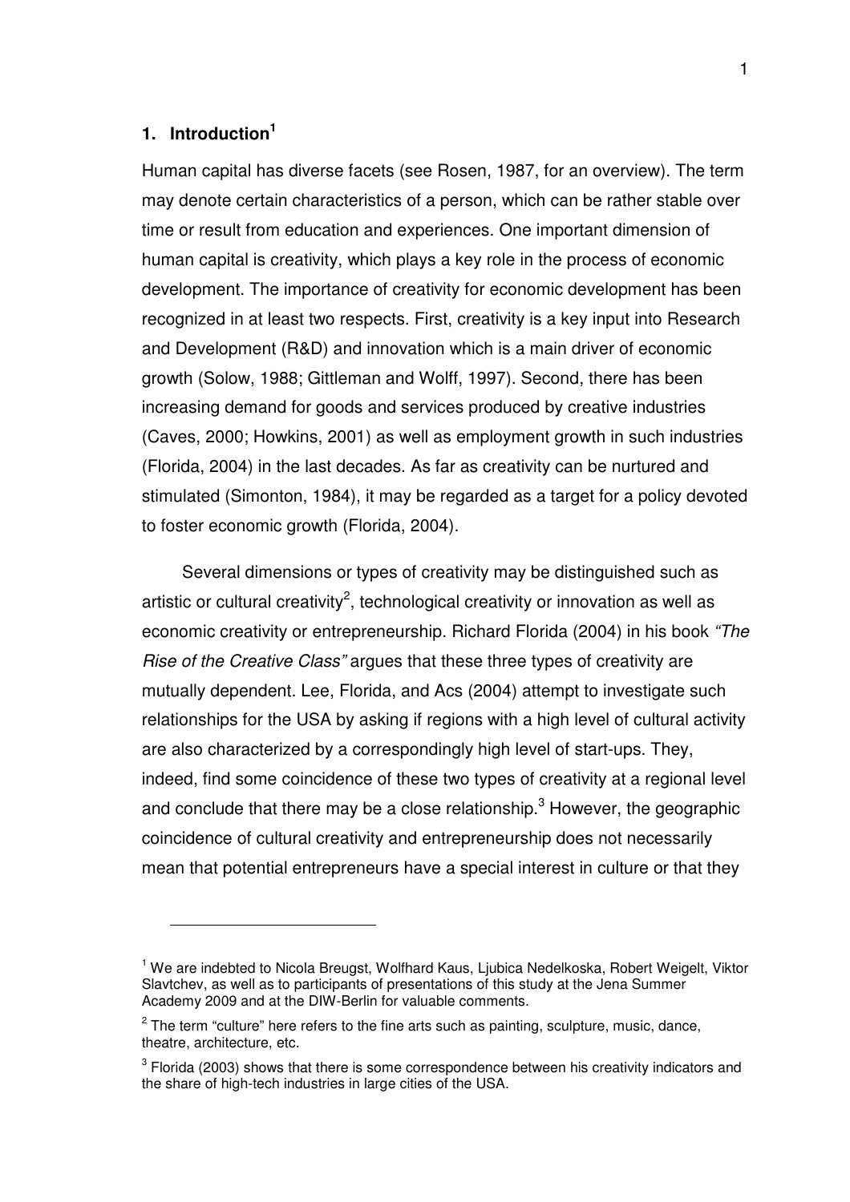## 1. Introduction[1]

Human capital has diverse facets (see Rosen, 1987, for an overview). The term may denote certain characteristics of a person, which can be rather stable over time or result from education and experiences. One important dimension of human capital is creativity, which plays a key role in the process of economic development. The importance of creativity for economic development has been recognized in at least two respects. First, creativity is a key input into Research and Development (R&D) and innovation which is a main driver of economic growth (Solow, 1988; Gittleman and Wolff, 1997). Second, there has been increasing demand for goods and services produced by creative industries (Caves, 2000; Howkins, 2001) as well as employment growth in such industries (Florida, 2004) in the last decades. As far as creativity can be nurtured and stimulated (Simonton, 1984), it may be regarded as a target for a policy devoted to foster economic growth (Florida, 2004).

Several dimensions or types of creativity may be distinguished such as artistic or cultural creativity[2], technological creativity or innovation as well as economic creativity or entrepreneurship. Richard Florida (2004) in his book *"The Rise of the Creative Class"* argues that these three types of creativity are mutually dependent. Lee, Florida, and Acs (2004) attempt to investigate such relationships for the USA by asking if regions with a high level of cultural activity are also characterized by a correspondingly high level of start-ups. They, indeed, find some coincidence of these two types of creativity at a regional level and conclude that there may be a close relationship.[3] However, the geographic coincidence of cultural creativity and entrepreneurship does not necessarily mean that potential entrepreneurs have a special interest in culture or that they

---

[1] We are indebted to Nicola Breugst, Wolfhard Kaus, Ljubica Nedelkoska, Robert Weigelt, Viktor Slavtchev, as well as to participants of presentations of this study at the Jena Summer Academy 2009 and at the DIW-Berlin for valuable comments.

[2] The term "culture" here refers to the fine arts such as painting, sculpture, music, dance, theatre, architecture, etc.

[3] Florida (2003) shows that there is some correspondence between his creativity indicators and the share of high-tech industries in large cities of the USA.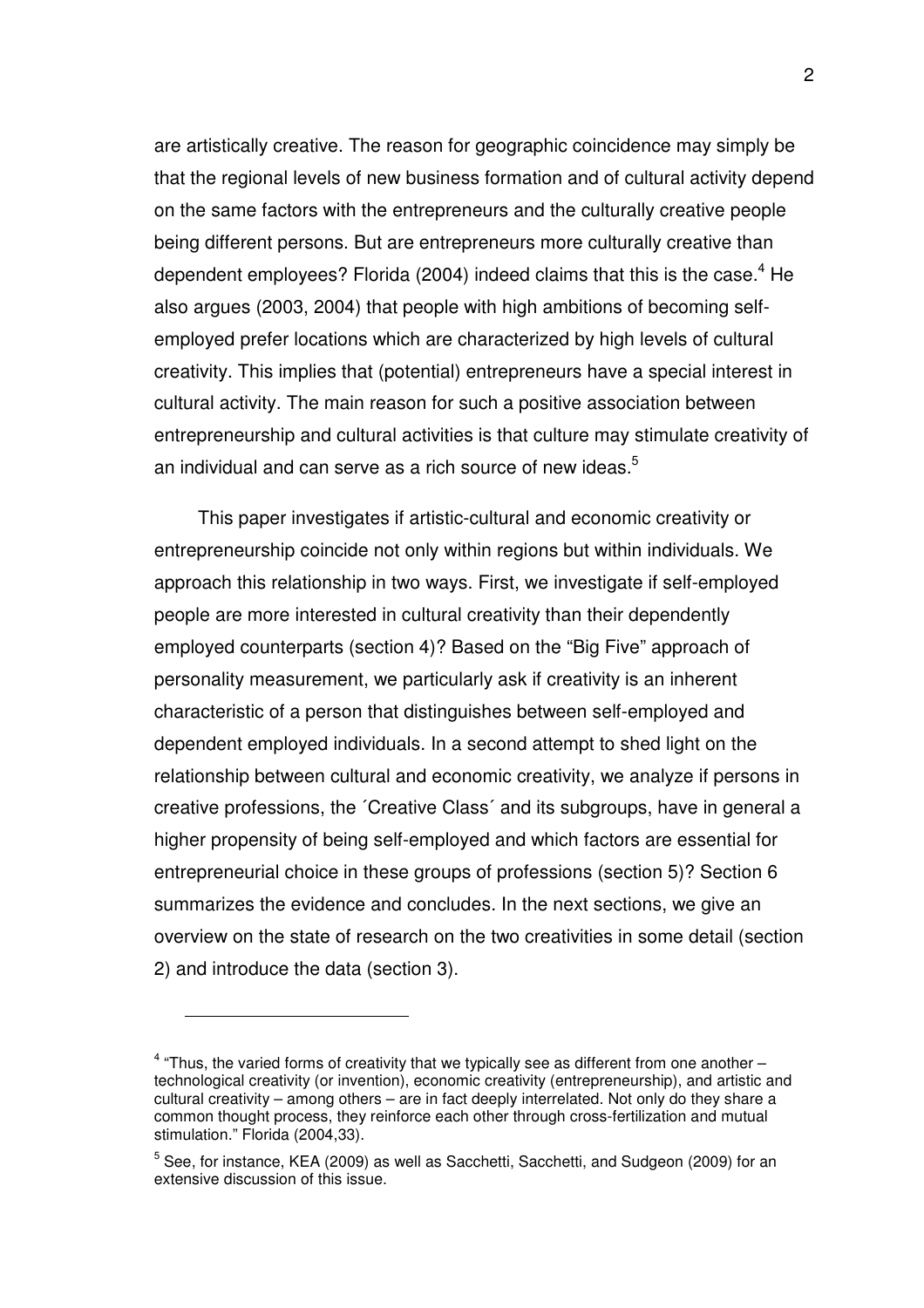are artistically creative. The reason for geographic coincidence may simply be that the regional levels of new business formation and of cultural activity depend on the same factors with the entrepreneurs and the culturally creative people being different persons. But are entrepreneurs more culturally creative than dependent employees? Florida (2004) indeed claims that this is the case.[4] He also argues (2003, 2004) that people with high ambitions of becoming self-employed prefer locations which are characterized by high levels of cultural creativity. This implies that (potential) entrepreneurs have a special interest in cultural activity. The main reason for such a positive association between entrepreneurship and cultural activities is that culture may stimulate creativity of an individual and can serve as a rich source of new ideas.[5]

This paper investigates if artistic-cultural and economic creativity or entrepreneurship coincide not only within regions but within individuals. We approach this relationship in two ways. First, we investigate if self-employed people are more interested in cultural creativity than their dependently employed counterparts (section 4)? Based on the "Big Five" approach of personality measurement, we particularly ask if creativity is an inherent characteristic of a person that distinguishes between self-employed and dependent employed individuals. In a second attempt to shed light on the relationship between cultural and economic creativity, we analyze if persons in creative professions, the ´Creative Class´ and its subgroups, have in general a higher propensity of being self-employed and which factors are essential for entrepreneurial choice in these groups of professions (section 5)? Section 6 summarizes the evidence and concludes. In the next sections, we give an overview on the state of research on the two creativities in some detail (section 2) and introduce the data (section 3).

---

[4] "Thus, the varied forms of creativity that we typically see as different from one another – technological creativity (or invention), economic creativity (entrepreneurship), and artistic and cultural creativity – among others – are in fact deeply interrelated. Not only do they share a common thought process, they reinforce each other through cross-fertilization and mutual stimulation." Florida (2004,33).

[5] See, for instance, KEA (2009) as well as Sacchetti, Sacchetti, and Sudgeon (2009) for an extensive discussion of this issue.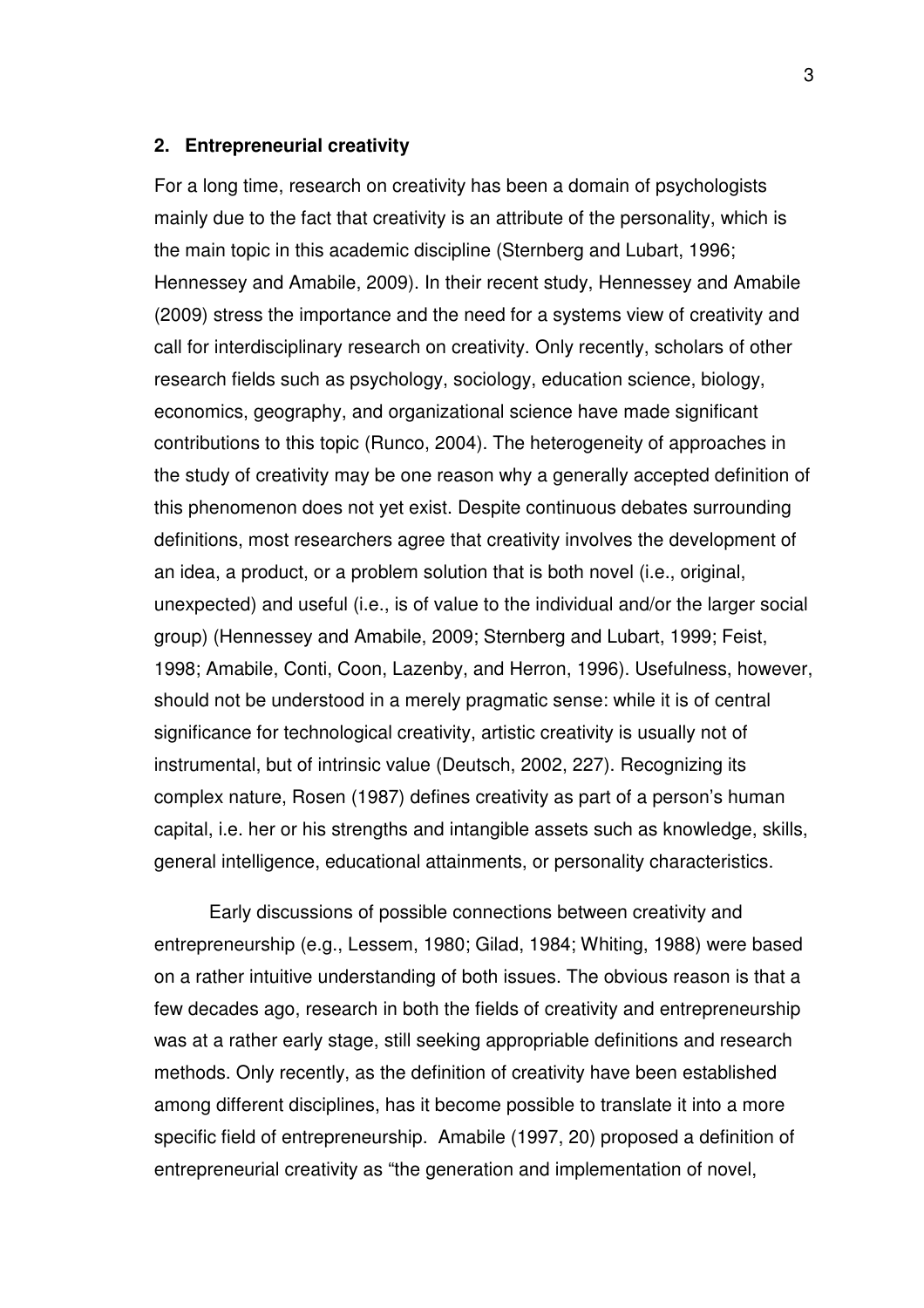## 2. Entrepreneurial creativity

For a long time, research on creativity has been a domain of psychologists mainly due to the fact that creativity is an attribute of the personality, which is the main topic in this academic discipline (Sternberg and Lubart, 1996; Hennessey and Amabile, 2009). In their recent study, Hennessey and Amabile (2009) stress the importance and the need for a systems view of creativity and call for interdisciplinary research on creativity. Only recently, scholars of other research fields such as psychology, sociology, education science, biology, economics, geography, and organizational science have made significant contributions to this topic (Runco, 2004). The heterogeneity of approaches in the study of creativity may be one reason why a generally accepted definition of this phenomenon does not yet exist. Despite continuous debates surrounding definitions, most researchers agree that creativity involves the development of an idea, a product, or a problem solution that is both novel (i.e., original, unexpected) and useful (i.e., is of value to the individual and/or the larger social group) (Hennessey and Amabile, 2009; Sternberg and Lubart, 1999; Feist, 1998; Amabile, Conti, Coon, Lazenby, and Herron, 1996). Usefulness, however, should not be understood in a merely pragmatic sense: while it is of central significance for technological creativity, artistic creativity is usually not of instrumental, but of intrinsic value (Deutsch, 2002, 227). Recognizing its complex nature, Rosen (1987) defines creativity as part of a person's human capital, i.e. her or his strengths and intangible assets such as knowledge, skills, general intelligence, educational attainments, or personality characteristics.

Early discussions of possible connections between creativity and entrepreneurship (e.g., Lessem, 1980; Gilad, 1984; Whiting, 1988) were based on a rather intuitive understanding of both issues. The obvious reason is that a few decades ago, research in both the fields of creativity and entrepreneurship was at a rather early stage, still seeking appropriable definitions and research methods. Only recently, as the definition of creativity have been established among different disciplines, has it become possible to translate it into a more specific field of entrepreneurship. Amabile (1997, 20) proposed a definition of entrepreneurial creativity as "the generation and implementation of novel,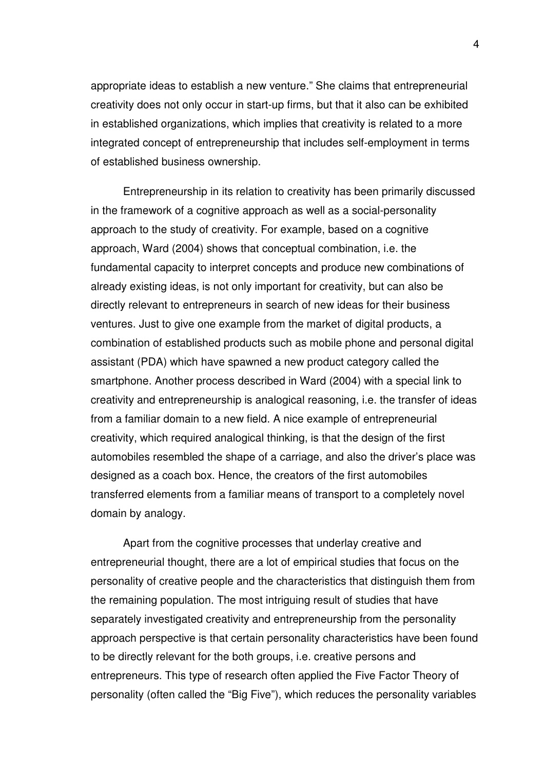appropriate ideas to establish a new venture." She claims that entrepreneurial creativity does not only occur in start-up firms, but that it also can be exhibited in established organizations, which implies that creativity is related to a more integrated concept of entrepreneurship that includes self-employment in terms of established business ownership.

Entrepreneurship in its relation to creativity has been primarily discussed in the framework of a cognitive approach as well as a social-personality approach to the study of creativity. For example, based on a cognitive approach, Ward (2004) shows that conceptual combination, i.e. the fundamental capacity to interpret concepts and produce new combinations of already existing ideas, is not only important for creativity, but can also be directly relevant to entrepreneurs in search of new ideas for their business ventures. Just to give one example from the market of digital products, a combination of established products such as mobile phone and personal digital assistant (PDA) which have spawned a new product category called the smartphone. Another process described in Ward (2004) with a special link to creativity and entrepreneurship is analogical reasoning, i.e. the transfer of ideas from a familiar domain to a new field. A nice example of entrepreneurial creativity, which required analogical thinking, is that the design of the first automobiles resembled the shape of a carriage, and also the driver's place was designed as a coach box. Hence, the creators of the first automobiles transferred elements from a familiar means of transport to a completely novel domain by analogy.

Apart from the cognitive processes that underlay creative and entrepreneurial thought, there are a lot of empirical studies that focus on the personality of creative people and the characteristics that distinguish them from the remaining population. The most intriguing result of studies that have separately investigated creativity and entrepreneurship from the personality approach perspective is that certain personality characteristics have been found to be directly relevant for the both groups, i.e. creative persons and entrepreneurs. This type of research often applied the Five Factor Theory of personality (often called the "Big Five"), which reduces the personality variables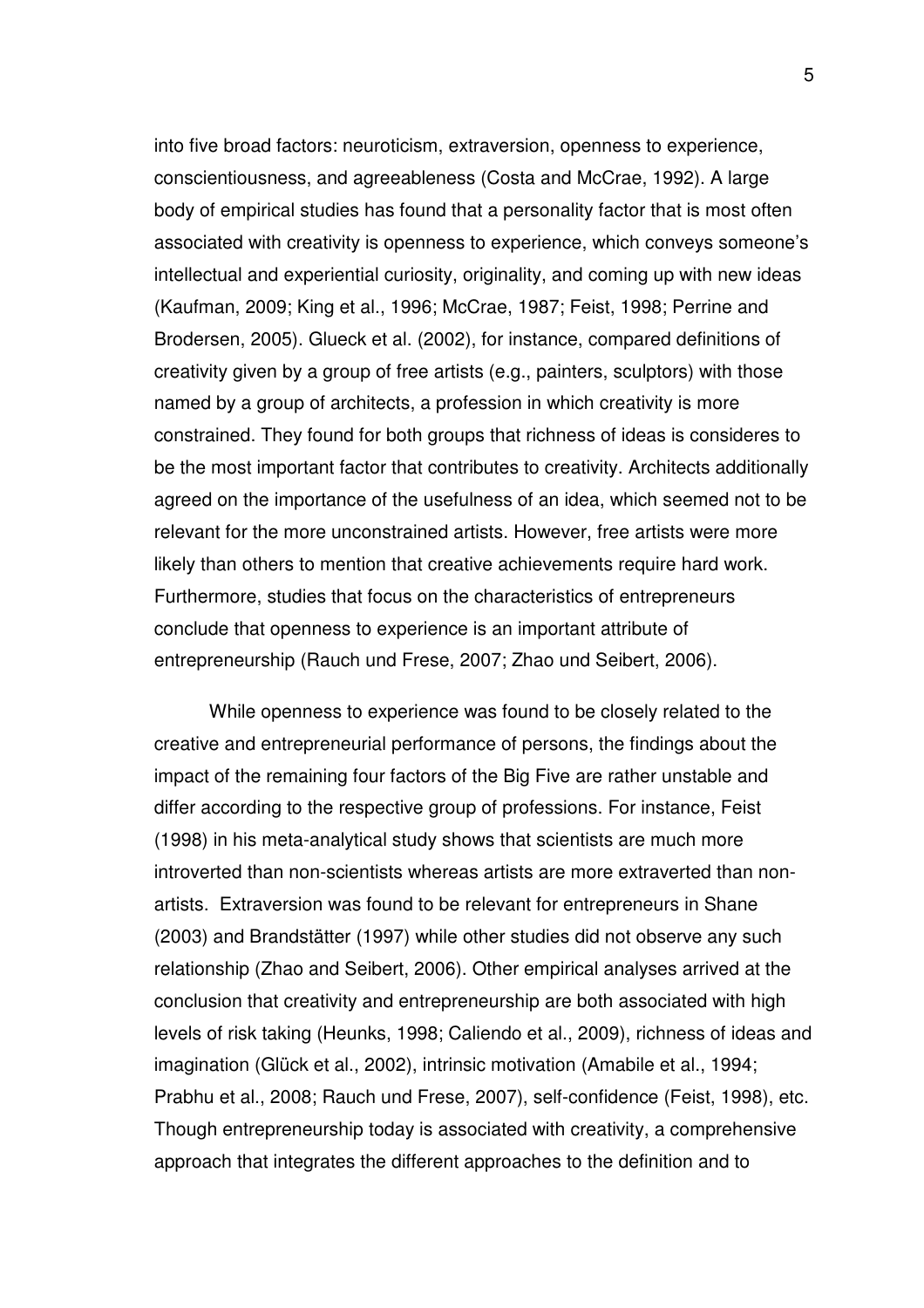into five broad factors: neuroticism, extraversion, openness to experience, conscientiousness, and agreeableness (Costa and McCrae, 1992). A large body of empirical studies has found that a personality factor that is most often associated with creativity is openness to experience, which conveys someone's intellectual and experiential curiosity, originality, and coming up with new ideas (Kaufman, 2009; King et al., 1996; McCrae, 1987; Feist, 1998; Perrine and Brodersen, 2005). Glueck et al. (2002), for instance, compared definitions of creativity given by a group of free artists (e.g., painters, sculptors) with those named by a group of architects, a profession in which creativity is more constrained. They found for both groups that richness of ideas is consideres to be the most important factor that contributes to creativity. Architects additionally agreed on the importance of the usefulness of an idea, which seemed not to be relevant for the more unconstrained artists. However, free artists were more likely than others to mention that creative achievements require hard work. Furthermore, studies that focus on the characteristics of entrepreneurs conclude that openness to experience is an important attribute of entrepreneurship (Rauch und Frese, 2007; Zhao und Seibert, 2006).

While openness to experience was found to be closely related to the creative and entrepreneurial performance of persons, the findings about the impact of the remaining four factors of the Big Five are rather unstable and differ according to the respective group of professions. For instance, Feist (1998) in his meta-analytical study shows that scientists are much more introverted than non-scientists whereas artists are more extraverted than non-artists. Extraversion was found to be relevant for entrepreneurs in Shane (2003) and Brandstätter (1997) while other studies did not observe any such relationship (Zhao and Seibert, 2006). Other empirical analyses arrived at the conclusion that creativity and entrepreneurship are both associated with high levels of risk taking (Heunks, 1998; Caliendo et al., 2009), richness of ideas and imagination (Glück et al., 2002), intrinsic motivation (Amabile et al., 1994; Prabhu et al., 2008; Rauch und Frese, 2007), self-confidence (Feist, 1998), etc. Though entrepreneurship today is associated with creativity, a comprehensive approach that integrates the different approaches to the definition and to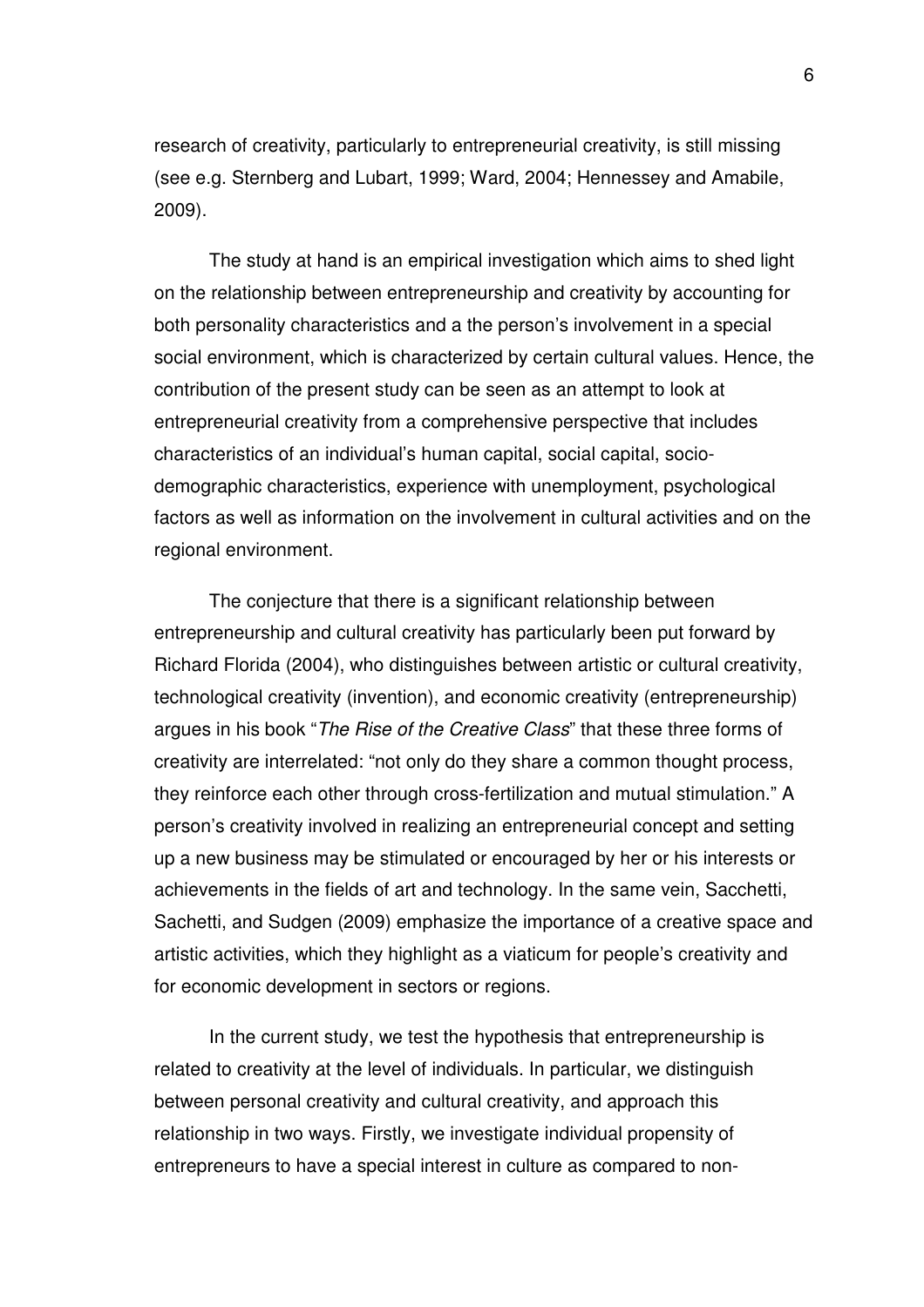research of creativity, particularly to entrepreneurial creativity, is still missing (see e.g. Sternberg and Lubart, 1999; Ward, 2004; Hennessey and Amabile, 2009).

The study at hand is an empirical investigation which aims to shed light on the relationship between entrepreneurship and creativity by accounting for both personality characteristics and a the person's involvement in a special social environment, which is characterized by certain cultural values. Hence, the contribution of the present study can be seen as an attempt to look at entrepreneurial creativity from a comprehensive perspective that includes characteristics of an individual's human capital, social capital, socio-demographic characteristics, experience with unemployment, psychological factors as well as information on the involvement in cultural activities and on the regional environment.

The conjecture that there is a significant relationship between entrepreneurship and cultural creativity has particularly been put forward by Richard Florida (2004), who distinguishes between artistic or cultural creativity, technological creativity (invention), and economic creativity (entrepreneurship) argues in his book "*The Rise of the Creative Class*" that these three forms of creativity are interrelated: "not only do they share a common thought process, they reinforce each other through cross-fertilization and mutual stimulation." A person's creativity involved in realizing an entrepreneurial concept and setting up a new business may be stimulated or encouraged by her or his interests or achievements in the fields of art and technology. In the same vein, Sacchetti, Sachetti, and Sudgen (2009) emphasize the importance of a creative space and artistic activities, which they highlight as a viaticum for people's creativity and for economic development in sectors or regions.

In the current study, we test the hypothesis that entrepreneurship is related to creativity at the level of individuals. In particular, we distinguish between personal creativity and cultural creativity, and approach this relationship in two ways. Firstly, we investigate individual propensity of entrepreneurs to have a special interest in culture as compared to non-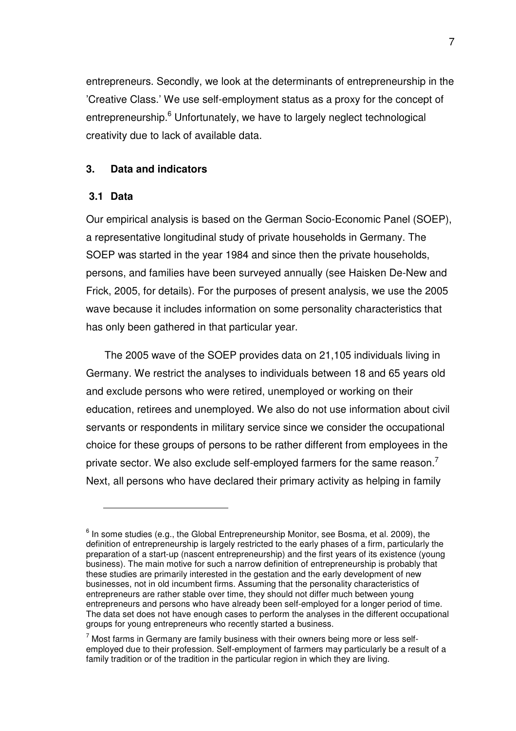entrepreneurs. Secondly, we look at the determinants of entrepreneurship in the 'Creative Class.' We use self-employment status as a proxy for the concept of entrepreneurship.[6] Unfortunately, we have to largely neglect technological creativity due to lack of available data.

## 3. Data and indicators

### 3.1 Data

Our empirical analysis is based on the German Socio-Economic Panel (SOEP), a representative longitudinal study of private households in Germany. The SOEP was started in the year 1984 and since then the private households, persons, and families have been surveyed annually (see Haisken De-New and Frick, 2005, for details). For the purposes of present analysis, we use the 2005 wave because it includes information on some personality characteristics that has only been gathered in that particular year.

The 2005 wave of the SOEP provides data on 21,105 individuals living in Germany. We restrict the analyses to individuals between 18 and 65 years old and exclude persons who were retired, unemployed or working on their education, retirees and unemployed. We also do not use information about civil servants or respondents in military service since we consider the occupational choice for these groups of persons to be rather different from employees in the private sector. We also exclude self-employed farmers for the same reason.[7] Next, all persons who have declared their primary activity as helping in family

---

[6] In some studies (e.g., the Global Entrepreneurship Monitor, see Bosma, et al. 2009), the definition of entrepreneurship is largely restricted to the early phases of a firm, particularly the preparation of a start-up (nascent entrepreneurship) and the first years of its existence (young business). The main motive for such a narrow definition of entrepreneurship is probably that these studies are primarily interested in the gestation and the early development of new businesses, not in old incumbent firms. Assuming that the personality characteristics of entrepreneurs are rather stable over time, they should not differ much between young entrepreneurs and persons who have already been self-employed for a longer period of time. The data set does not have enough cases to perform the analyses in the different occupational groups for young entrepreneurs who recently started a business.

[7] Most farms in Germany are family business with their owners being more or less self-employed due to their profession. Self-employment of farmers may particularly be a result of a family tradition or of the tradition in the particular region in which they are living.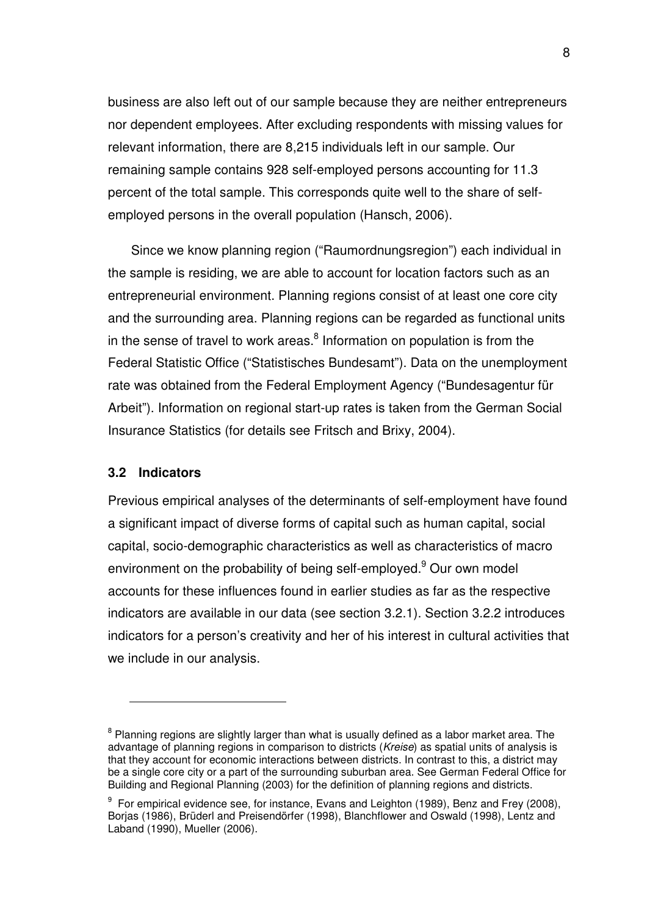business are also left out of our sample because they are neither entrepreneurs nor dependent employees. After excluding respondents with missing values for relevant information, there are 8,215 individuals left in our sample. Our remaining sample contains 928 self-employed persons accounting for 11.3 percent of the total sample. This corresponds quite well to the share of self-employed persons in the overall population (Hansch, 2006).

Since we know planning region ("Raumordnungsregion") each individual in the sample is residing, we are able to account for location factors such as an entrepreneurial environment. Planning regions consist of at least one core city and the surrounding area. Planning regions can be regarded as functional units in the sense of travel to work areas.[8] Information on population is from the Federal Statistic Office ("Statistisches Bundesamt"). Data on the unemployment rate was obtained from the Federal Employment Agency ("Bundesagentur für Arbeit"). Information on regional start-up rates is taken from the German Social Insurance Statistics (for details see Fritsch and Brixy, 2004).

### 3.2 Indicators

Previous empirical analyses of the determinants of self-employment have found a significant impact of diverse forms of capital such as human capital, social capital, socio-demographic characteristics as well as characteristics of macro environment on the probability of being self-employed.[9] Our own model accounts for these influences found in earlier studies as far as the respective indicators are available in our data (see section 3.2.1). Section 3.2.2 introduces indicators for a person's creativity and her of his interest in cultural activities that we include in our analysis.

---

[8] Planning regions are slightly larger than what is usually defined as a labor market area. The advantage of planning regions in comparison to districts (*Kreise*) as spatial units of analysis is that they account for economic interactions between districts. In contrast to this, a district may be a single core city or a part of the surrounding suburban area. See German Federal Office for Building and Regional Planning (2003) for the definition of planning regions and districts.

[9] For empirical evidence see, for instance, Evans and Leighton (1989), Benz and Frey (2008), Borjas (1986), Brüderl and Preisendörfer (1998), Blanchflower and Oswald (1998), Lentz and Laband (1990), Mueller (2006).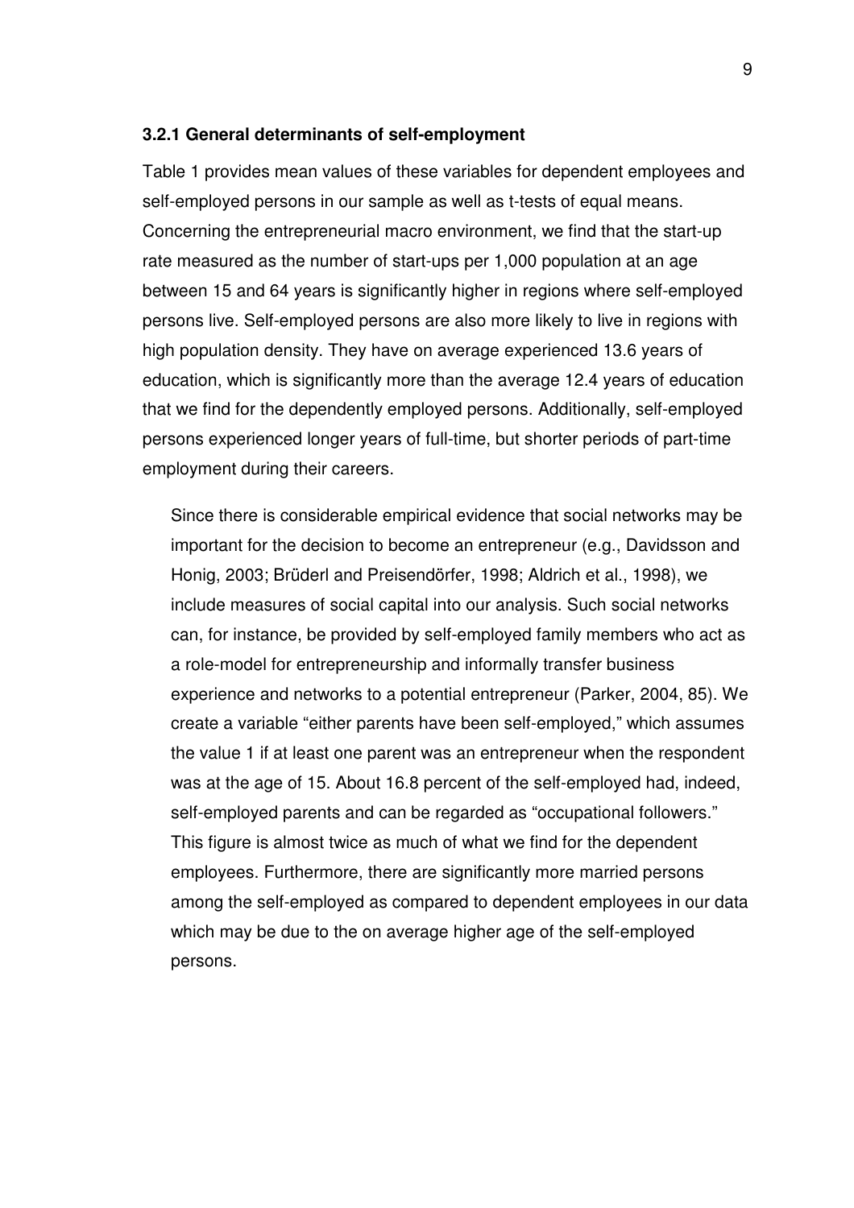### 3.2.1 General determinants of self-employment

Table 1 provides mean values of these variables for dependent employees and self-employed persons in our sample as well as t-tests of equal means. Concerning the entrepreneurial macro environment, we find that the start-up rate measured as the number of start-ups per 1,000 population at an age between 15 and 64 years is significantly higher in regions where self-employed persons live. Self-employed persons are also more likely to live in regions with high population density. They have on average experienced 13.6 years of education, which is significantly more than the average 12.4 years of education that we find for the dependently employed persons. Additionally, self-employed persons experienced longer years of full-time, but shorter periods of part-time employment during their careers.

Since there is considerable empirical evidence that social networks may be important for the decision to become an entrepreneur (e.g., Davidsson and Honig, 2003; Brüderl and Preisendörfer, 1998; Aldrich et al., 1998), we include measures of social capital into our analysis. Such social networks can, for instance, be provided by self-employed family members who act as a role-model for entrepreneurship and informally transfer business experience and networks to a potential entrepreneur (Parker, 2004, 85). We create a variable "either parents have been self-employed," which assumes the value 1 if at least one parent was an entrepreneur when the respondent was at the age of 15. About 16.8 percent of the self-employed had, indeed, self-employed parents and can be regarded as "occupational followers." This figure is almost twice as much of what we find for the dependent employees. Furthermore, there are significantly more married persons among the self-employed as compared to dependent employees in our data which may be due to the on average higher age of the self-employed persons.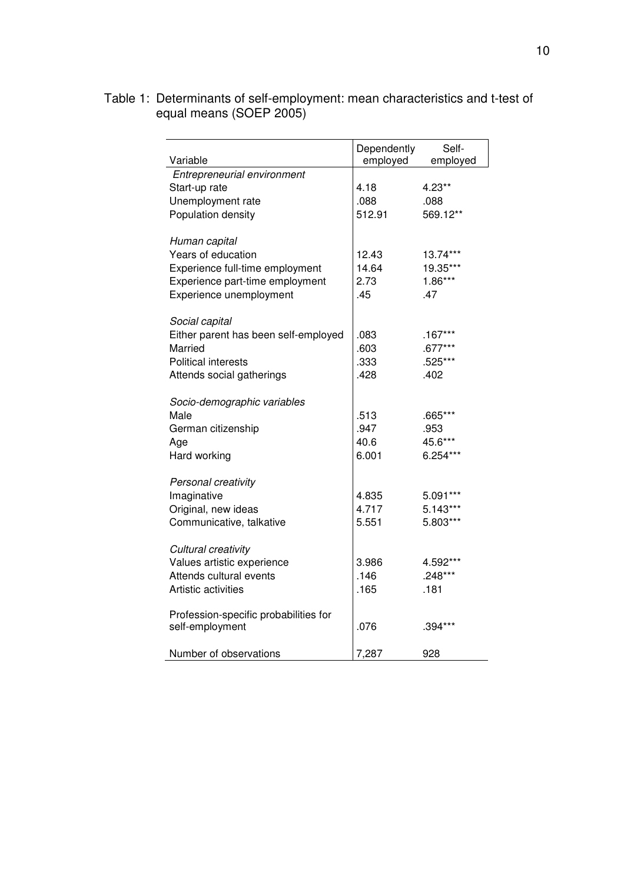Table 1: Determinants of self-employment: mean characteristics and t-test of equal means (SOEP 2005)

| Variable | Dependently employed | Self-employed |
|---|---|---|
| *Entrepreneurial environment* | | |
| Start-up rate | 4.18 | 4.23** |
| Unemployment rate | .088 | .088 |
| Population density | 512.91 | 569.12** |
| *Human capital* | | |
| Years of education | 12.43 | 13.74*** |
| Experience full-time employment | 14.64 | 19.35*** |
| Experience part-time employment | 2.73 | 1.86*** |
| Experience unemployment | .45 | .47 |
| *Social capital* | | |
| Either parent has been self-employed | .083 | .167*** |
| Married | .603 | .677*** |
| Political interests | .333 | .525*** |
| Attends social gatherings | .428 | .402 |
| *Socio-demographic variables* | | |
| Male | .513 | .665*** |
| German citizenship | .947 | .953 |
| Age | 40.6 | 45.6*** |
| Hard working | 6.001 | 6.254*** |
| *Personal creativity* | | |
| Imaginative | 4.835 | 5.091*** |
| Original, new ideas | 4.717 | 5.143*** |
| Communicative, talkative | 5.551 | 5.803*** |
| *Cultural creativity* | | |
| Values artistic experience | 3.986 | 4.592*** |
| Attends cultural events | .146 | .248*** |
| Artistic activities | .165 | .181 |
| Profession-specific probabilities for self-employment | .076 | .394*** |
| Number of observations | 7,287 | 928 |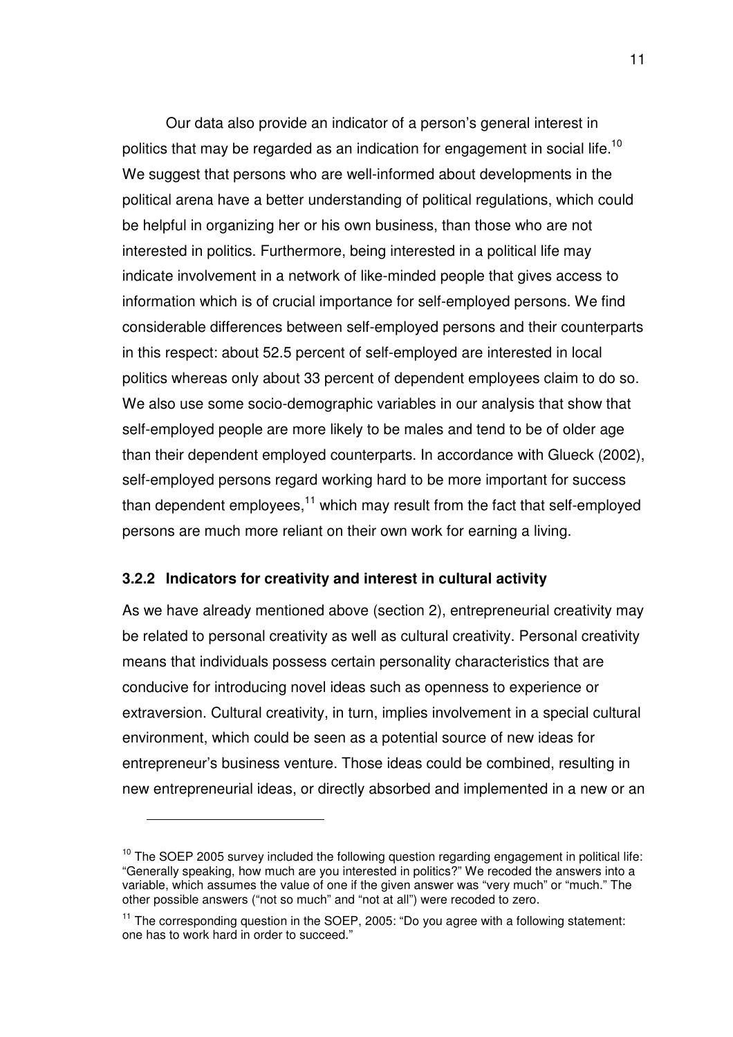Our data also provide an indicator of a person's general interest in politics that may be regarded as an indication for engagement in social life.[10] We suggest that persons who are well-informed about developments in the political arena have a better understanding of political regulations, which could be helpful in organizing her or his own business, than those who are not interested in politics. Furthermore, being interested in a political life may indicate involvement in a network of like-minded people that gives access to information which is of crucial importance for self-employed persons. We find considerable differences between self-employed persons and their counterparts in this respect: about 52.5 percent of self-employed are interested in local politics whereas only about 33 percent of dependent employees claim to do so. We also use some socio-demographic variables in our analysis that show that self-employed people are more likely to be males and tend to be of older age than their dependent employed counterparts. In accordance with Glueck (2002), self-employed persons regard working hard to be more important for success than dependent employees,[11] which may result from the fact that self-employed persons are much more reliant on their own work for earning a living.

### 3.2.2 Indicators for creativity and interest in cultural activity

As we have already mentioned above (section 2), entrepreneurial creativity may be related to personal creativity as well as cultural creativity. Personal creativity means that individuals possess certain personality characteristics that are conducive for introducing novel ideas such as openness to experience or extraversion. Cultural creativity, in turn, implies involvement in a special cultural environment, which could be seen as a potential source of new ideas for entrepreneur's business venture. Those ideas could be combined, resulting in new entrepreneurial ideas, or directly absorbed and implemented in a new or an

---

[10] The SOEP 2005 survey included the following question regarding engagement in political life: "Generally speaking, how much are you interested in politics?" We recoded the answers into a variable, which assumes the value of one if the given answer was "very much" or "much." The other possible answers ("not so much" and "not at all") were recoded to zero.

[11] The corresponding question in the SOEP, 2005: "Do you agree with a following statement: one has to work hard in order to succeed."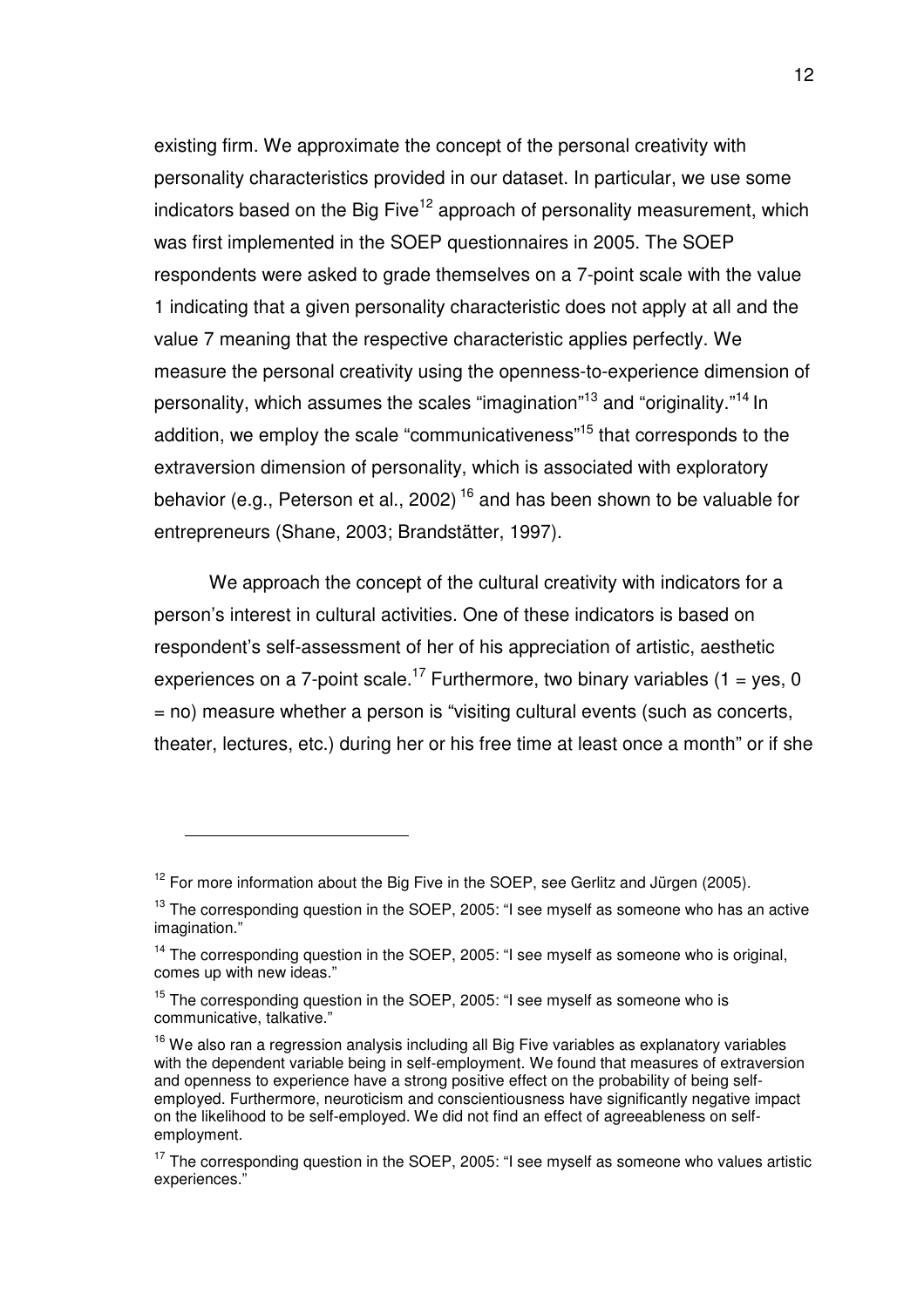existing firm. We approximate the concept of the personal creativity with personality characteristics provided in our dataset. In particular, we use some indicators based on the Big Five[12] approach of personality measurement, which was first implemented in the SOEP questionnaires in 2005. The SOEP respondents were asked to grade themselves on a 7-point scale with the value 1 indicating that a given personality characteristic does not apply at all and the value 7 meaning that the respective characteristic applies perfectly. We measure the personal creativity using the openness-to-experience dimension of personality, which assumes the scales "imagination"[13] and "originality."[14] In addition, we employ the scale "communicativeness"[15] that corresponds to the extraversion dimension of personality, which is associated with exploratory behavior (e.g., Peterson et al., 2002) [16] and has been shown to be valuable for entrepreneurs (Shane, 2003; Brandstätter, 1997).

We approach the concept of the cultural creativity with indicators for a person's interest in cultural activities. One of these indicators is based on respondent's self-assessment of her of his appreciation of artistic, aesthetic experiences on a 7-point scale.[17] Furthermore, two binary variables (1 = yes, 0 = no) measure whether a person is "visiting cultural events (such as concerts, theater, lectures, etc.) during her or his free time at least once a month" or if she

---

[12] For more information about the Big Five in the SOEP, see Gerlitz and Jürgen (2005).

[13] The corresponding question in the SOEP, 2005: "I see myself as someone who has an active imagination."

[14] The corresponding question in the SOEP, 2005: "I see myself as someone who is original, comes up with new ideas."

[15] The corresponding question in the SOEP, 2005: "I see myself as someone who is communicative, talkative."

[16] We also ran a regression analysis including all Big Five variables as explanatory variables with the dependent variable being in self-employment. We found that measures of extraversion and openness to experience have a strong positive effect on the probability of being self-employed. Furthermore, neuroticism and conscientiousness have significantly negative impact on the likelihood to be self-employed. We did not find an effect of agreeableness on self-employment.

[17] The corresponding question in the SOEP, 2005: "I see myself as someone who values artistic experiences."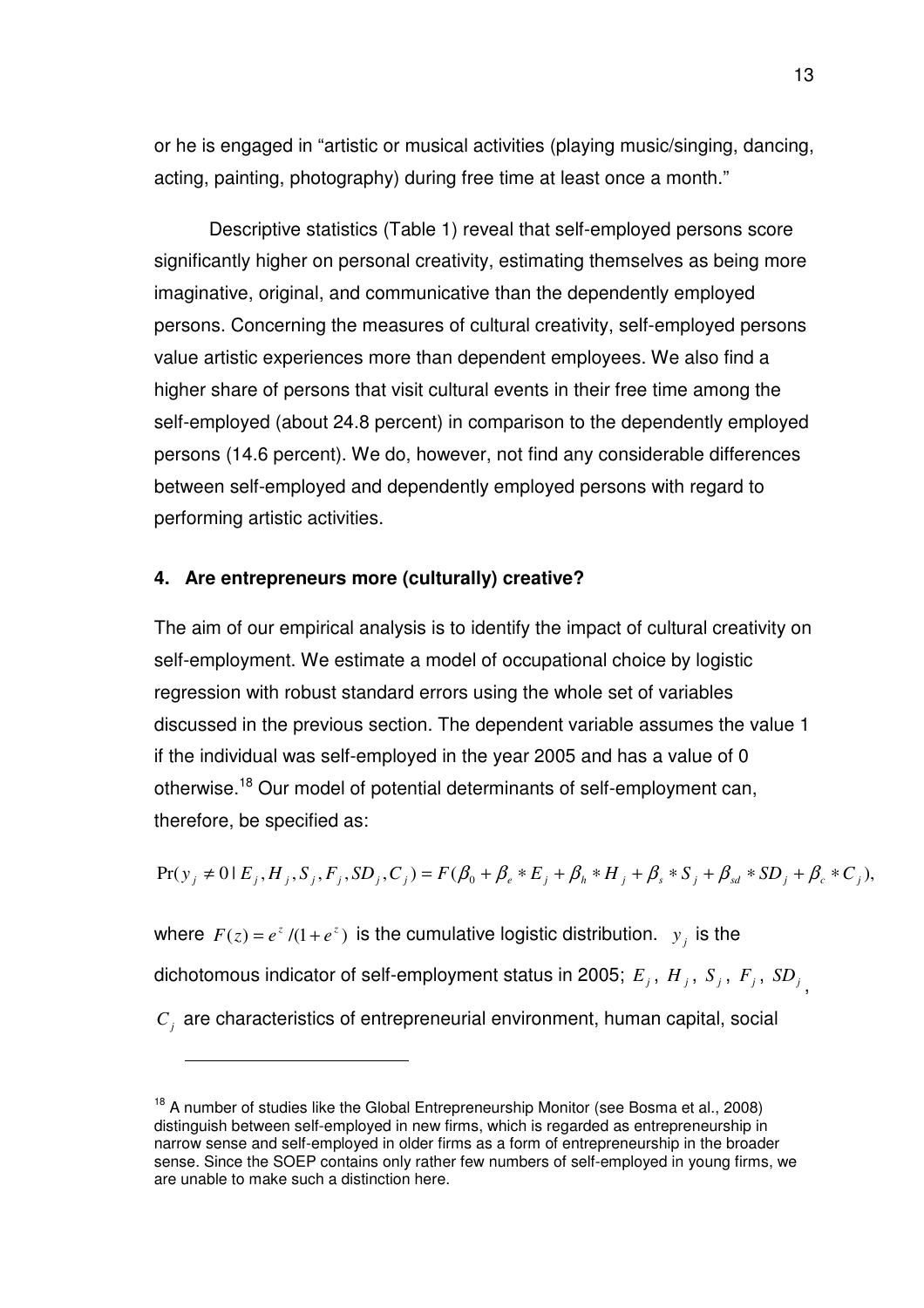or he is engaged in "artistic or musical activities (playing music/singing, dancing, acting, painting, photography) during free time at least once a month."

Descriptive statistics (Table 1) reveal that self-employed persons score significantly higher on personal creativity, estimating themselves as being more imaginative, original, and communicative than the dependently employed persons. Concerning the measures of cultural creativity, self-employed persons value artistic experiences more than dependent employees. We also find a higher share of persons that visit cultural events in their free time among the self-employed (about 24.8 percent) in comparison to the dependently employed persons (14.6 percent). We do, however, not find any considerable differences between self-employed and dependently employed persons with regard to performing artistic activities.

## 4. Are entrepreneurs more (culturally) creative?

The aim of our empirical analysis is to identify the impact of cultural creativity on self-employment. We estimate a model of occupational choice by logistic regression with robust standard errors using the whole set of variables discussed in the previous section. The dependent variable assumes the value 1 if the individual was self-employed in the year 2005 and has a value of 0 otherwise.[18] Our model of potential determinants of self-employment can, therefore, be specified as:

$$\Pr(y_j \neq 0 \mid E_j, H_j, S_j, F_j, SD_j, C_j) = F(\beta_0 + \beta_e * E_j + \beta_h * H_j + \beta_s * S_j + \beta_{sd} * SD_j + \beta_c * C_j),$$

where $F(z) = e^z/(1+e^z)$ is the cumulative logistic distribution. $y_j$ is the dichotomous indicator of self-employment status in 2005; $E_j$, $H_j$, $S_j$, $F_j$, $SD_j$, $C_j$ are characteristics of entrepreneurial environment, human capital, social

[18] A number of studies like the Global Entrepreneurship Monitor (see Bosma et al., 2008) distinguish between self-employed in new firms, which is regarded as entrepreneurship in narrow sense and self-employed in older firms as a form of entrepreneurship in the broader sense. Since the SOEP contains only rather few numbers of self-employed in young firms, we are unable to make such a distinction here.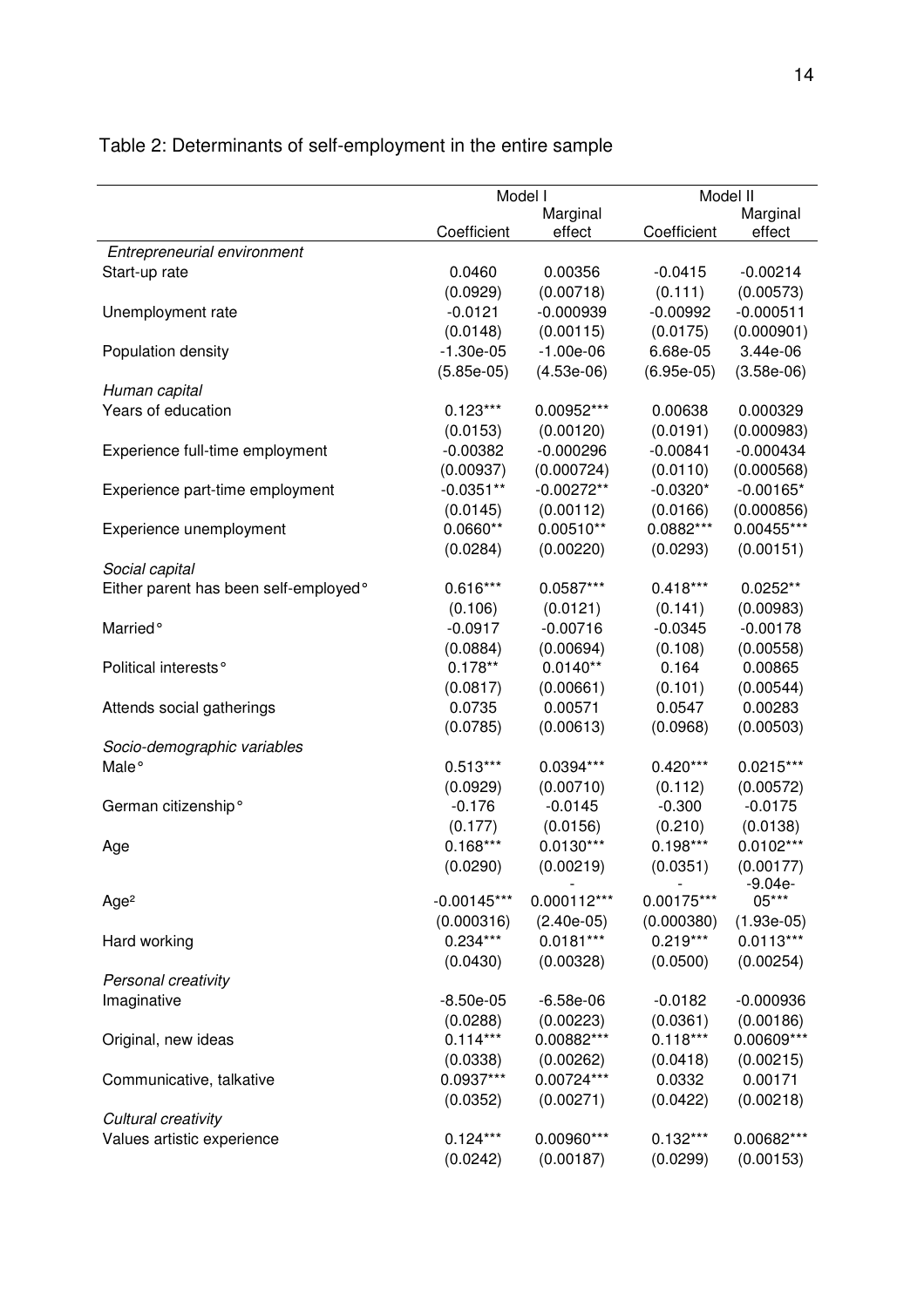Table 2: Determinants of self-employment in the entire sample

| | Model I | | Model II | |
|---|---|---|---|---|
| | Coefficient | Marginal effect | Coefficient | Marginal effect |
| *Entrepreneurial environment* | | | | |
| Start-up rate | 0.0460 | 0.00356 | -0.0415 | -0.00214 |
| | (0.0929) | (0.00718) | (0.111) | (0.00573) |
| Unemployment rate | -0.0121 | -0.000939 | -0.00992 | -0.000511 |
| | (0.0148) | (0.00115) | (0.0175) | (0.000901) |
| Population density | -1.30e-05 | -1.00e-06 | 6.68e-05 | 3.44e-06 |
| | (5.85e-05) | (4.53e-06) | (6.95e-05) | (3.58e-06) |
| *Human capital* | | | | |
| Years of education | 0.123*** | 0.00952*** | 0.00638 | 0.000329 |
| | (0.0153) | (0.00120) | (0.0191) | (0.000983) |
| Experience full-time employment | -0.00382 | -0.000296 | -0.00841 | -0.000434 |
| | (0.00937) | (0.000724) | (0.0110) | (0.000568) |
| Experience part-time employment | -0.0351** | -0.00272** | -0.0320* | -0.00165* |
| | (0.0145) | (0.00112) | (0.0166) | (0.000856) |
| Experience unemployment | 0.0660** | 0.00510** | 0.0882*** | 0.00455*** |
| | (0.0284) | (0.00220) | (0.0293) | (0.00151) |
| *Social capital* | | | | |
| Either parent has been self-employed° | 0.616*** | 0.0587*** | 0.418*** | 0.0252** |
| | (0.106) | (0.0121) | (0.141) | (0.00983) |
| Married° | -0.0917 | -0.00716 | -0.0345 | -0.00178 |
| | (0.0884) | (0.00694) | (0.108) | (0.00558) |
| Political interests° | 0.178** | 0.0140** | 0.164 | 0.00865 |
| | (0.0817) | (0.00661) | (0.101) | (0.00544) |
| Attends social gatherings | 0.0735 | 0.00571 | 0.0547 | 0.00283 |
| | (0.0785) | (0.00613) | (0.0968) | (0.00503) |
| *Socio-demographic variables* | | | | |
| Male° | 0.513*** | 0.0394*** | 0.420*** | 0.0215*** |
| | (0.0929) | (0.00710) | (0.112) | (0.00572) |
| German citizenship° | -0.176 | -0.0145 | -0.300 | -0.0175 |
| | (0.177) | (0.0156) | (0.210) | (0.0138) |
| Age | 0.168*** | 0.0130*** | 0.198*** | 0.0102*** |
| | (0.0290) | (0.00219) | (0.0351) | (0.00177) |
| Age² | -0.00145*** | -0.000112*** | -0.00175*** | -9.04e-05*** |
| | (0.000316) | (2.40e-05) | (0.000380) | (1.93e-05) |
| Hard working | 0.234*** | 0.0181*** | 0.219*** | 0.0113*** |
| | (0.0430) | (0.00328) | (0.0500) | (0.00254) |
| *Personal creativity* | | | | |
| Imaginative | -8.50e-05 | -6.58e-06 | -0.0182 | -0.000936 |
| | (0.0288) | (0.00223) | (0.0361) | (0.00186) |
| Original, new ideas | 0.114*** | 0.00882*** | 0.118*** | 0.00609*** |
| | (0.0338) | (0.00262) | (0.0418) | (0.00215) |
| Communicative, talkative | 0.0937*** | 0.00724*** | 0.0332 | 0.00171 |
| | (0.0352) | (0.00271) | (0.0422) | (0.00218) |
| *Cultural creativity* | | | | |
| Values artistic experience | 0.124*** | 0.00960*** | 0.132*** | 0.00682*** |
| | (0.0242) | (0.00187) | (0.0299) | (0.00153) |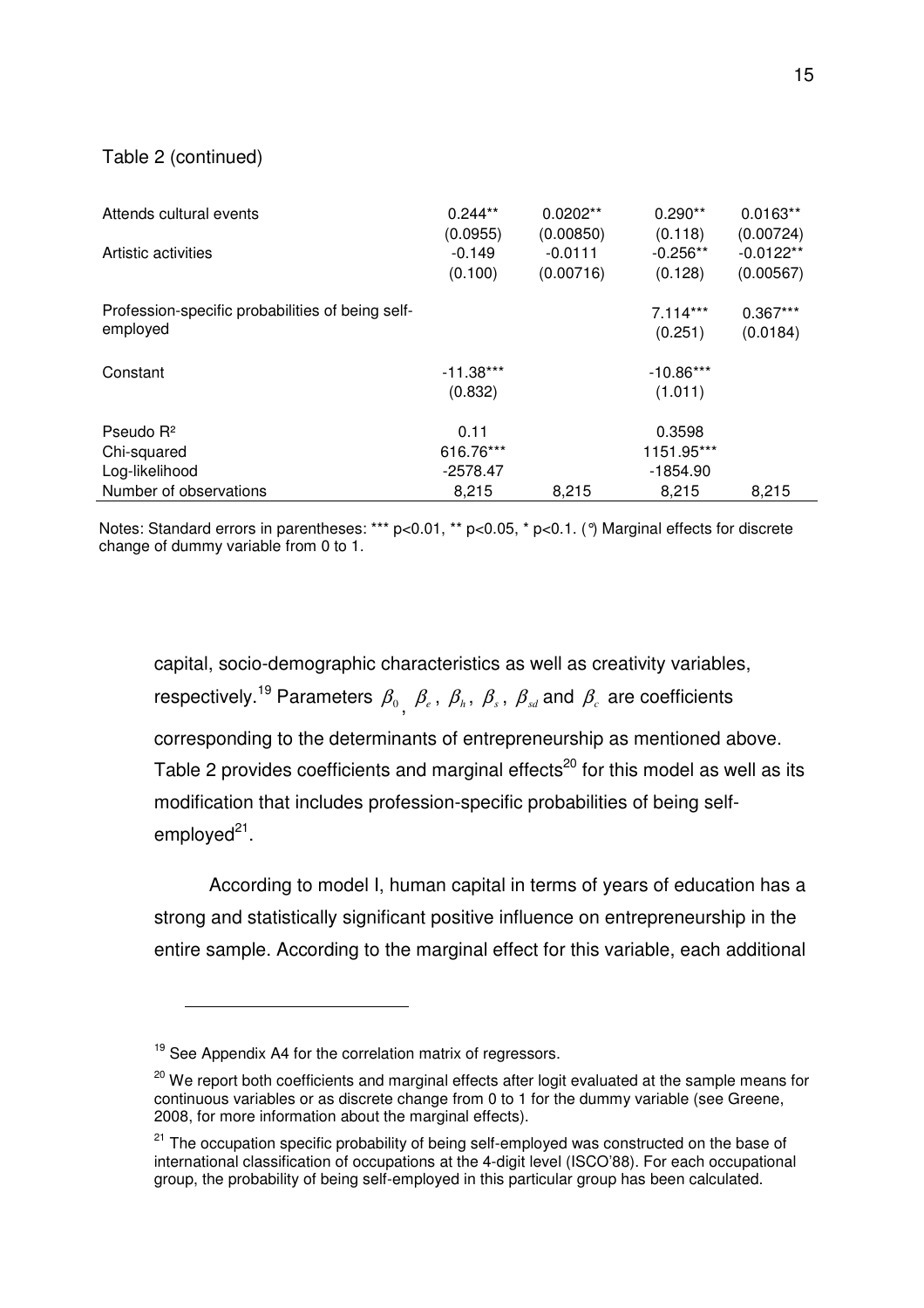Table 2 (continued)

| | | | | |
|---|---|---|---|---|
| Attends cultural events | 0.244** | 0.0202** | 0.290** | 0.0163** |
| | (0.0955) | (0.00850) | (0.118) | (0.00724) |
| Artistic activities | -0.149 | -0.0111 | -0.256** | -0.0122** |
| | (0.100) | (0.00716) | (0.128) | (0.00567) |
| Profession-specific probabilities of being self-employed | | | 7.114*** | 0.367*** |
| | | | (0.251) | (0.0184) |
| Constant | -11.38*** | | -10.86*** | |
| | (0.832) | | (1.011) | |
| Pseudo $R^2$ | 0.11 | | 0.3598 | |
| Chi-squared | 616.76*** | | 1151.95*** | |
| Log-likelihood | -2578.47 | | -1854.90 | |
| Number of observations | 8,215 | 8,215 | 8,215 | 8,215 |

Notes: Standard errors in parentheses: *** p<0.01, ** p<0.05, * p<0.1. (°) Marginal effects for discrete change of dummy variable from 0 to 1.

capital, socio-demographic characteristics as well as creativity variables, respectively.[19] Parameters $\beta_0$, $\beta_e$, $\beta_h$, $\beta_s$, $\beta_{sd}$ and $\beta_c$ are coefficients corresponding to the determinants of entrepreneurship as mentioned above. Table 2 provides coefficients and marginal effects[20] for this model as well as its modification that includes profession-specific probabilities of being self-employed[21].

According to model I, human capital in terms of years of education has a strong and statistically significant positive influence on entrepreneurship in the entire sample. According to the marginal effect for this variable, each additional

[19] See Appendix A4 for the correlation matrix of regressors.

[20] We report both coefficients and marginal effects after logit evaluated at the sample means for continuous variables or as discrete change from 0 to 1 for the dummy variable (see Greene, 2008, for more information about the marginal effects).

[21] The occupation specific probability of being self-employed was constructed on the base of international classification of occupations at the 4-digit level (ISCO'88). For each occupational group, the probability of being self-employed in this particular group has been calculated.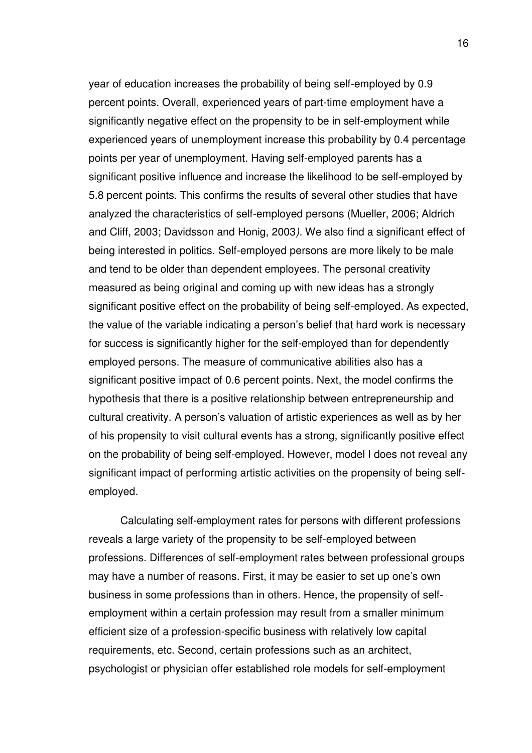year of education increases the probability of being self-employed by 0.9 percent points. Overall, experienced years of part-time employment have a significantly negative effect on the propensity to be in self-employment while experienced years of unemployment increase this probability by 0.4 percentage points per year of unemployment. Having self-employed parents has a significant positive influence and increase the likelihood to be self-employed by 5.8 percent points. This confirms the results of several other studies that have analyzed the characteristics of self-employed persons (Mueller, 2006; Aldrich and Cliff, 2003; Davidsson and Honig, 2003*)*. We also find a significant effect of being interested in politics. Self-employed persons are more likely to be male and tend to be older than dependent employees. The personal creativity measured as being original and coming up with new ideas has a strongly significant positive effect on the probability of being self-employed. As expected, the value of the variable indicating a person's belief that hard work is necessary for success is significantly higher for the self-employed than for dependently employed persons. The measure of communicative abilities also has a significant positive impact of 0.6 percent points. Next, the model confirms the hypothesis that there is a positive relationship between entrepreneurship and cultural creativity. A person's valuation of artistic experiences as well as by her of his propensity to visit cultural events has a strong, significantly positive effect on the probability of being self-employed. However, model I does not reveal any significant impact of performing artistic activities on the propensity of being self-employed.

Calculating self-employment rates for persons with different professions reveals a large variety of the propensity to be self-employed between professions. Differences of self-employment rates between professional groups may have a number of reasons. First, it may be easier to set up one's own business in some professions than in others. Hence, the propensity of self-employment within a certain profession may result from a smaller minimum efficient size of a profession-specific business with relatively low capital requirements, etc. Second, certain professions such as an architect, psychologist or physician offer established role models for self-employment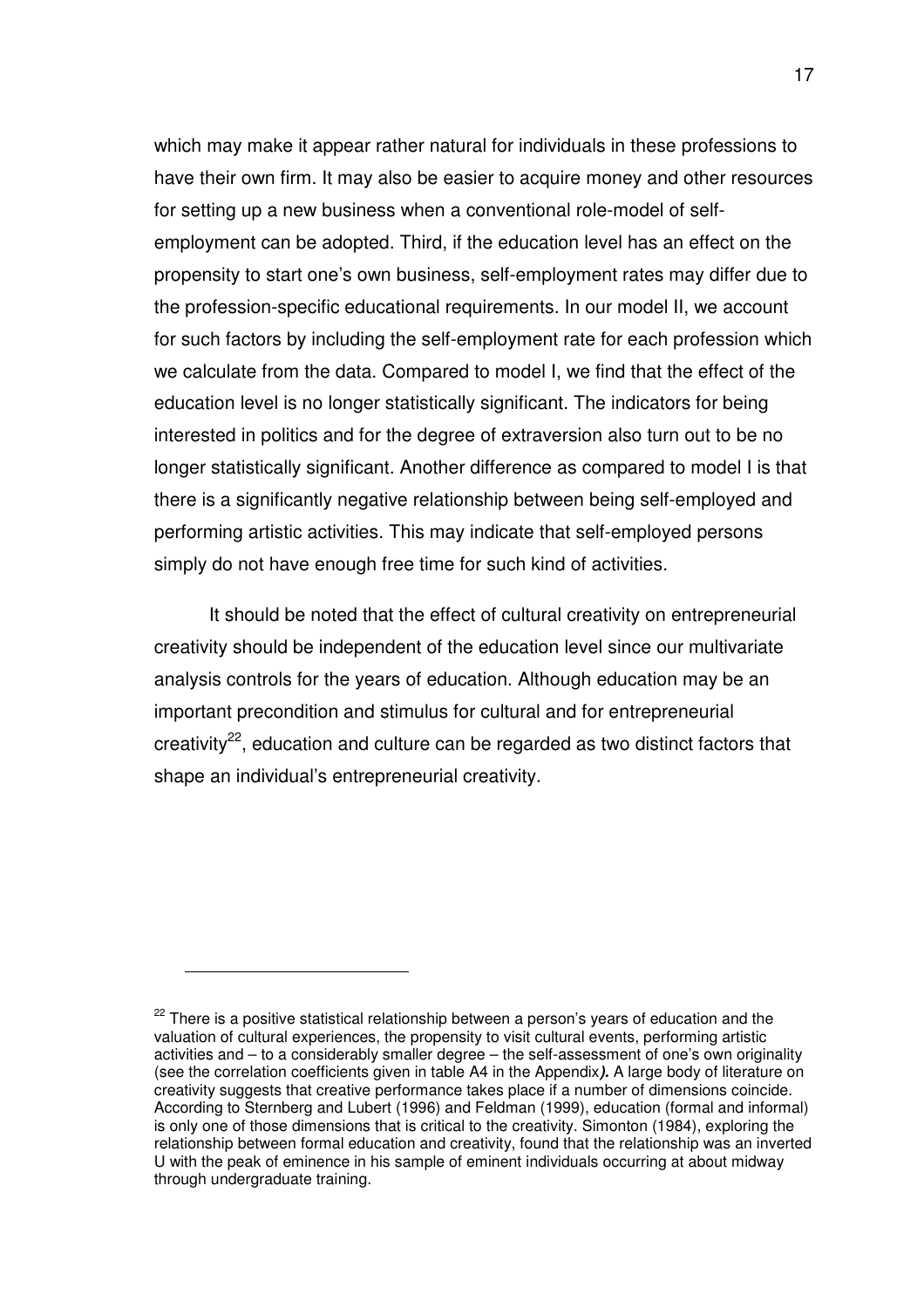which may make it appear rather natural for individuals in these professions to have their own firm. It may also be easier to acquire money and other resources for setting up a new business when a conventional role-model of self-employment can be adopted. Third, if the education level has an effect on the propensity to start one's own business, self-employment rates may differ due to the profession-specific educational requirements. In our model II, we account for such factors by including the self-employment rate for each profession which we calculate from the data. Compared to model I, we find that the effect of the education level is no longer statistically significant. The indicators for being interested in politics and for the degree of extraversion also turn out to be no longer statistically significant. Another difference as compared to model I is that there is a significantly negative relationship between being self-employed and performing artistic activities. This may indicate that self-employed persons simply do not have enough free time for such kind of activities.

It should be noted that the effect of cultural creativity on entrepreneurial creativity should be independent of the education level since our multivariate analysis controls for the years of education. Although education may be an important precondition and stimulus for cultural and for entrepreneurial creativity[22], education and culture can be regarded as two distinct factors that shape an individual's entrepreneurial creativity.

---

[22] There is a positive statistical relationship between a person's years of education and the valuation of cultural experiences, the propensity to visit cultural events, performing artistic activities and – to a considerably smaller degree – the self-assessment of one's own originality (see the correlation coefficients given in table A4 in the Appendix***).*** A large body of literature on creativity suggests that creative performance takes place if a number of dimensions coincide. According to Sternberg and Lubert (1996) and Feldman (1999), education (formal and informal) is only one of those dimensions that is critical to the creativity. Simonton (1984), exploring the relationship between formal education and creativity, found that the relationship was an inverted U with the peak of eminence in his sample of eminent individuals occurring at about midway through undergraduate training.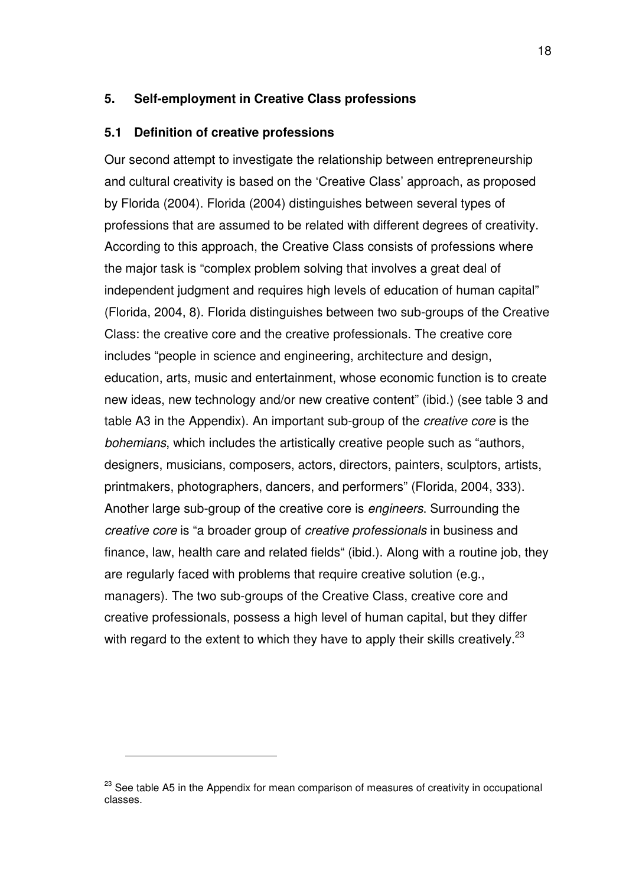## 5. Self-employment in Creative Class professions

### 5.1 Definition of creative professions

Our second attempt to investigate the relationship between entrepreneurship and cultural creativity is based on the 'Creative Class' approach, as proposed by Florida (2004). Florida (2004) distinguishes between several types of professions that are assumed to be related with different degrees of creativity. According to this approach, the Creative Class consists of professions where the major task is "complex problem solving that involves a great deal of independent judgment and requires high levels of education of human capital" (Florida, 2004, 8). Florida distinguishes between two sub-groups of the Creative Class: the creative core and the creative professionals. The creative core includes "people in science and engineering, architecture and design, education, arts, music and entertainment, whose economic function is to create new ideas, new technology and/or new creative content" (ibid.) (see table 3 and table A3 in the Appendix). An important sub-group of the *creative core* is the *bohemians*, which includes the artistically creative people such as "authors, designers, musicians, composers, actors, directors, painters, sculptors, artists, printmakers, photographers, dancers, and performers" (Florida, 2004, 333). Another large sub-group of the creative core is *engineers*. Surrounding the *creative core* is "a broader group of *creative professionals* in business and finance, law, health care and related fields" (ibid.). Along with a routine job, they are regularly faced with problems that require creative solution (e.g., managers). The two sub-groups of the Creative Class, creative core and creative professionals, possess a high level of human capital, but they differ with regard to the extent to which they have to apply their skills creatively.[23]

---

[23] See table A5 in the Appendix for mean comparison of measures of creativity in occupational classes.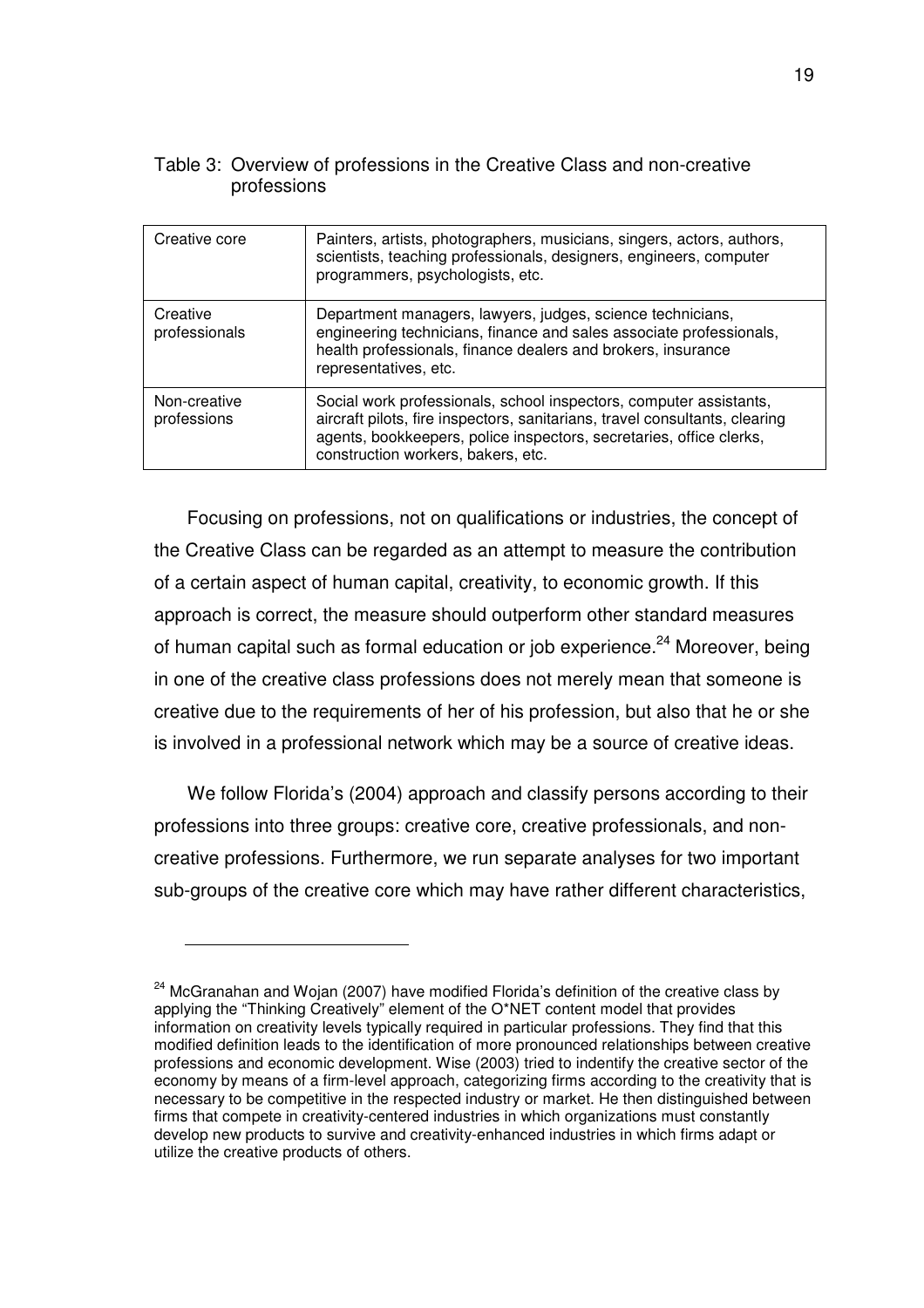Table 3: Overview of professions in the Creative Class and non-creative professions

| | |
|---|---|
| Creative core | Painters, artists, photographers, musicians, singers, actors, authors, scientists, teaching professionals, designers, engineers, computer programmers, psychologists, etc. |
| Creative professionals | Department managers, lawyers, judges, science technicians, engineering technicians, finance and sales associate professionals, health professionals, finance dealers and brokers, insurance representatives, etc. |
| Non-creative professions | Social work professionals, school inspectors, computer assistants, aircraft pilots, fire inspectors, sanitarians, travel consultants, clearing agents, bookkeepers, police inspectors, secretaries, office clerks, construction workers, bakers, etc. |

Focusing on professions, not on qualifications or industries, the concept of the Creative Class can be regarded as an attempt to measure the contribution of a certain aspect of human capital, creativity, to economic growth. If this approach is correct, the measure should outperform other standard measures of human capital such as formal education or job experience.[24] Moreover, being in one of the creative class professions does not merely mean that someone is creative due to the requirements of her of his profession, but also that he or she is involved in a professional network which may be a source of creative ideas.

We follow Florida's (2004) approach and classify persons according to their professions into three groups: creative core, creative professionals, and non-creative professions. Furthermore, we run separate analyses for two important sub-groups of the creative core which may have rather different characteristics,

---

[24] McGranahan and Wojan (2007) have modified Florida's definition of the creative class by applying the "Thinking Creatively" element of the O*NET content model that provides information on creativity levels typically required in particular professions. They find that this modified definition leads to the identification of more pronounced relationships between creative professions and economic development. Wise (2003) tried to indentify the creative sector of the economy by means of a firm-level approach, categorizing firms according to the creativity that is necessary to be competitive in the respected industry or market. He then distinguished between firms that compete in creativity-centered industries in which organizations must constantly develop new products to survive and creativity-enhanced industries in which firms adapt or utilize the creative products of others.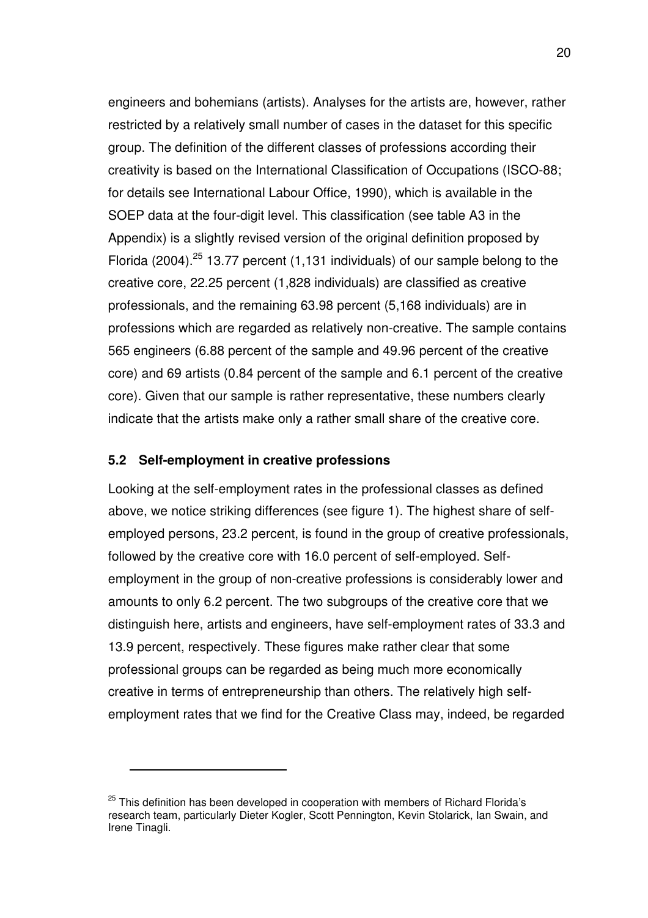engineers and bohemians (artists). Analyses for the artists are, however, rather restricted by a relatively small number of cases in the dataset for this specific group. The definition of the different classes of professions according their creativity is based on the International Classification of Occupations (ISCO-88; for details see International Labour Office, 1990), which is available in the SOEP data at the four-digit level. This classification (see table A3 in the Appendix) is a slightly revised version of the original definition proposed by Florida (2004).[25] 13.77 percent (1,131 individuals) of our sample belong to the creative core, 22.25 percent (1,828 individuals) are classified as creative professionals, and the remaining 63.98 percent (5,168 individuals) are in professions which are regarded as relatively non-creative. The sample contains 565 engineers (6.88 percent of the sample and 49.96 percent of the creative core) and 69 artists (0.84 percent of the sample and 6.1 percent of the creative core). Given that our sample is rather representative, these numbers clearly indicate that the artists make only a rather small share of the creative core.

### 5.2 Self-employment in creative professions

Looking at the self-employment rates in the professional classes as defined above, we notice striking differences (see figure 1). The highest share of self-employed persons, 23.2 percent, is found in the group of creative professionals, followed by the creative core with 16.0 percent of self-employed. Self-employment in the group of non-creative professions is considerably lower and amounts to only 6.2 percent. The two subgroups of the creative core that we distinguish here, artists and engineers, have self-employment rates of 33.3 and 13.9 percent, respectively. These figures make rather clear that some professional groups can be regarded as being much more economically creative in terms of entrepreneurship than others. The relatively high self-employment rates that we find for the Creative Class may, indeed, be regarded

---

[25] This definition has been developed in cooperation with members of Richard Florida's research team, particularly Dieter Kogler, Scott Pennington, Kevin Stolarick, Ian Swain, and Irene Tinagli.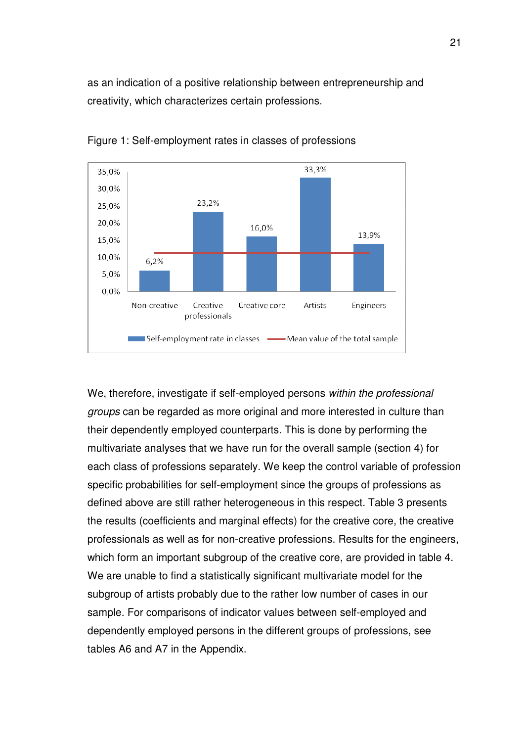as an indication of a positive relationship between entrepreneurship and creativity, which characterizes certain professions.

Figure 1: Self-employment rates in classes of professions

We, therefore, investigate if self-employed persons *within the professional groups* can be regarded as more original and more interested in culture than their dependently employed counterparts. This is done by performing the multivariate analyses that we have run for the overall sample (section 4) for each class of professions separately. We keep the control variable of profession specific probabilities for self-employment since the groups of professions as defined above are still rather heterogeneous in this respect. Table 3 presents the results (coefficients and marginal effects) for the creative core, the creative professionals as well as for non-creative professions. Results for the engineers, which form an important subgroup of the creative core, are provided in table 4. We are unable to find a statistically significant multivariate model for the subgroup of artists probably due to the rather low number of cases in our sample. For comparisons of indicator values between self-employed and dependently employed persons in the different groups of professions, see tables A6 and A7 in the Appendix.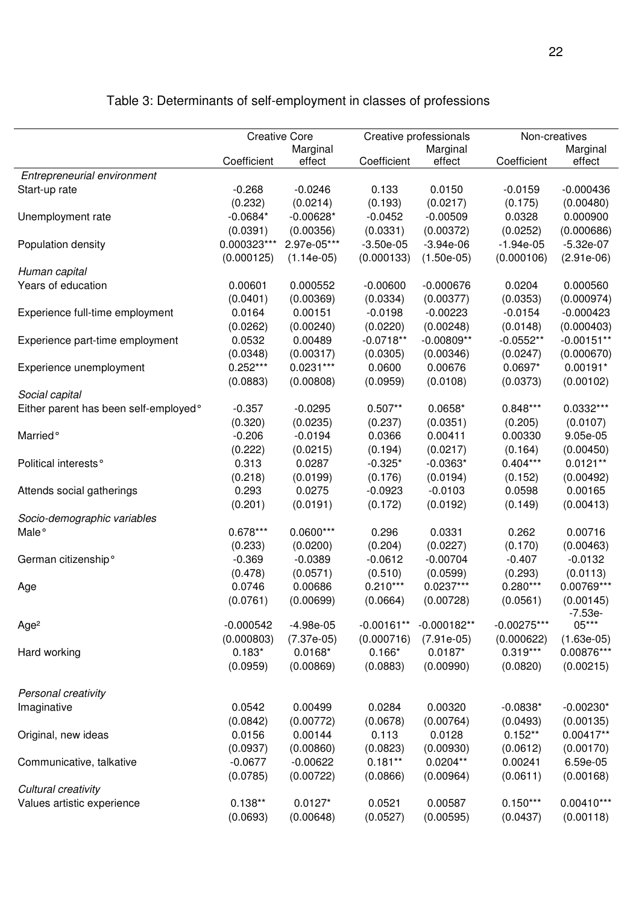# Table 3: Determinants of self-employment in classes of professions

| | Creative Core | | Creative professionals | | Non-creatives | |
|---|---|---|---|---|---|---|
| | Coefficient | Marginal effect | Coefficient | Marginal effect | Coefficient | Marginal effect |
| *Entrepreneurial environment* | | | | | | |
| Start-up rate | -0.268 | -0.0246 | 0.133 | 0.0150 | -0.0159 | -0.000436 |
| | (0.232) | (0.0214) | (0.193) | (0.0217) | (0.175) | (0.00480) |
| Unemployment rate | -0.0684* | -0.00628* | -0.0452 | -0.00509 | 0.0328 | 0.000900 |
| | (0.0391) | (0.00356) | (0.0331) | (0.00372) | (0.0252) | (0.000686) |
| Population density | 0.000323*** | 2.97e-05*** | -3.50e-05 | -3.94e-06 | -1.94e-05 | -5.32e-07 |
| | (0.000125) | (1.14e-05) | (0.000133) | (1.50e-05) | (0.000106) | (2.91e-06) |
| *Human capital* | | | | | | |
| Years of education | 0.00601 | 0.000552 | -0.00600 | -0.000676 | 0.0204 | 0.000560 |
| | (0.0401) | (0.00369) | (0.0334) | (0.00377) | (0.0353) | (0.000974) |
| Experience full-time employment | 0.0164 | 0.00151 | -0.0198 | -0.00223 | -0.0154 | -0.000423 |
| | (0.0262) | (0.00240) | (0.0220) | (0.00248) | (0.0148) | (0.000403) |
| Experience part-time employment | 0.0532 | 0.00489 | -0.0718** | -0.00809** | -0.0552** | -0.00151** |
| | (0.0348) | (0.00317) | (0.0305) | (0.00346) | (0.0247) | (0.000670) |
| Experience unemployment | 0.252*** | 0.0231*** | 0.0600 | 0.00676 | 0.0697* | 0.00191* |
| | (0.0883) | (0.00808) | (0.0959) | (0.0108) | (0.0373) | (0.00102) |
| *Social capital* | | | | | | |
| Either parent has been self-employed° | -0.357 | -0.0295 | 0.507** | 0.0658* | 0.848*** | 0.0332*** |
| | (0.320) | (0.0235) | (0.237) | (0.0351) | (0.205) | (0.0107) |
| Married° | -0.206 | -0.0194 | 0.0366 | 0.00411 | 0.00330 | 9.05e-05 |
| | (0.222) | (0.0215) | (0.194) | (0.0217) | (0.164) | (0.00450) |
| Political interests° | 0.313 | 0.0287 | -0.325* | -0.0363* | 0.404*** | 0.0121** |
| | (0.218) | (0.0199) | (0.176) | (0.0194) | (0.152) | (0.00492) |
| Attends social gatherings | 0.293 | 0.0275 | -0.0923 | -0.0103 | 0.0598 | 0.00165 |
| | (0.201) | (0.0191) | (0.172) | (0.0192) | (0.149) | (0.00413) |
| *Socio-demographic variables* | | | | | | |
| Male° | 0.678*** | 0.0600*** | 0.296 | 0.0331 | 0.262 | 0.00716 |
| | (0.233) | (0.0200) | (0.204) | (0.0227) | (0.170) | (0.00463) |
| German citizenship° | -0.369 | -0.0389 | -0.0612 | -0.00704 | -0.407 | -0.0132 |
| | (0.478) | (0.0571) | (0.510) | (0.0599) | (0.293) | (0.0113) |
| Age | 0.0746 | 0.00686 | 0.210*** | 0.0237*** | 0.280*** | 0.00769*** |
| | (0.0761) | (0.00699) | (0.0664) | (0.00728) | (0.0561) | (0.00145) |
| Age² | -0.000542 | -4.98e-05 | -0.00161** | -0.000182** | -0.00275*** | -7.53e-05*** |
| | (0.000803) | (7.37e-05) | (0.000716) | (7.91e-05) | (0.000622) | (1.63e-05) |
| Hard working | 0.183* | 0.0168* | 0.166* | 0.0187* | 0.319*** | 0.00876*** |
| | (0.0959) | (0.00869) | (0.0883) | (0.00990) | (0.0820) | (0.00215) |
| *Personal creativity* | | | | | | |
| Imaginative | 0.0542 | 0.00499 | 0.0284 | 0.00320 | -0.0838* | -0.00230* |
| | (0.0842) | (0.00772) | (0.0678) | (0.00764) | (0.0493) | (0.00135) |
| Original, new ideas | 0.0156 | 0.00144 | 0.113 | 0.0128 | 0.152** | 0.00417** |
| | (0.0937) | (0.00860) | (0.0823) | (0.00930) | (0.0612) | (0.00170) |
| Communicative, talkative | -0.0677 | -0.00622 | 0.181** | 0.0204** | 0.00241 | 6.59e-05 |
| | (0.0785) | (0.00722) | (0.0866) | (0.00964) | (0.0611) | (0.00168) |
| *Cultural creativity* | | | | | | |
| Values artistic experience | 0.138** | 0.0127* | 0.0521 | 0.00587 | 0.150*** | 0.00410*** |
| | (0.0693) | (0.00648) | (0.0527) | (0.00595) | (0.0437) | (0.00118) |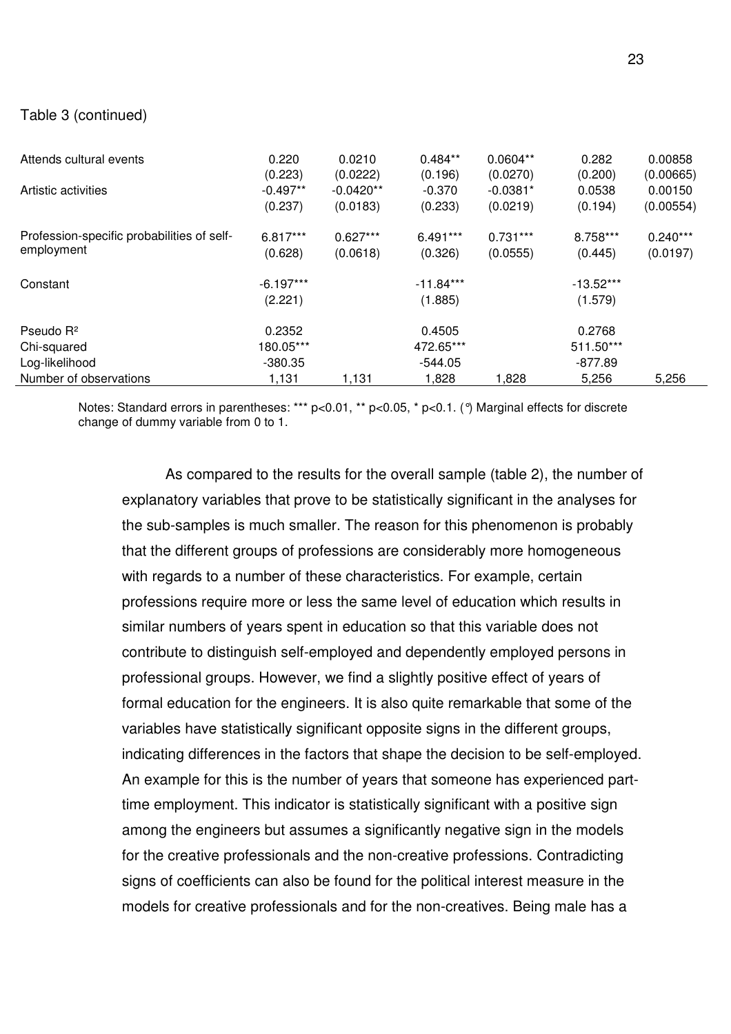Table 3 (continued)

| | | | | | | |
|---|---|---|---|---|---|---|
| Attends cultural events | 0.220 | 0.0210 | 0.484** | 0.0604** | 0.282 | 0.00858 |
| | (0.223) | (0.0222) | (0.196) | (0.0270) | (0.200) | (0.00665) |
| Artistic activities | -0.497** | -0.0420** | -0.370 | -0.0381* | 0.0538 | 0.00150 |
| | (0.237) | (0.0183) | (0.233) | (0.0219) | (0.194) | (0.00554) |
| Profession-specific probabilities of self-employment | 6.817*** | 0.627*** | 6.491*** | 0.731*** | 8.758*** | 0.240*** |
| | (0.628) | (0.0618) | (0.326) | (0.0555) | (0.445) | (0.0197) |
| Constant | -6.197*** | | -11.84*** | | -13.52*** | |
| | (2.221) | | (1.885) | | (1.579) | |
| Pseudo $R^2$ | 0.2352 | | 0.4505 | | 0.2768 | |
| Chi-squared | 180.05*** | | 472.65*** | | 511.50*** | |
| Log-likelihood | -380.35 | | -544.05 | | -877.89 | |
| Number of observations | 1,131 | 1,131 | 1,828 | 1,828 | 5,256 | 5,256 |

Notes: Standard errors in parentheses: *** p<0.01, ** p<0.05, * p<0.1. (°) Marginal effects for discrete change of dummy variable from 0 to 1.

As compared to the results for the overall sample (table 2), the number of explanatory variables that prove to be statistically significant in the analyses for the sub-samples is much smaller. The reason for this phenomenon is probably that the different groups of professions are considerably more homogeneous with regards to a number of these characteristics. For example, certain professions require more or less the same level of education which results in similar numbers of years spent in education so that this variable does not contribute to distinguish self-employed and dependently employed persons in professional groups. However, we find a slightly positive effect of years of formal education for the engineers. It is also quite remarkable that some of the variables have statistically significant opposite signs in the different groups, indicating differences in the factors that shape the decision to be self-employed. An example for this is the number of years that someone has experienced part-time employment. This indicator is statistically significant with a positive sign among the engineers but assumes a significantly negative sign in the models for the creative professionals and the non-creative professions. Contradicting signs of coefficients can also be found for the political interest measure in the models for creative professionals and for the non-creatives. Being male has a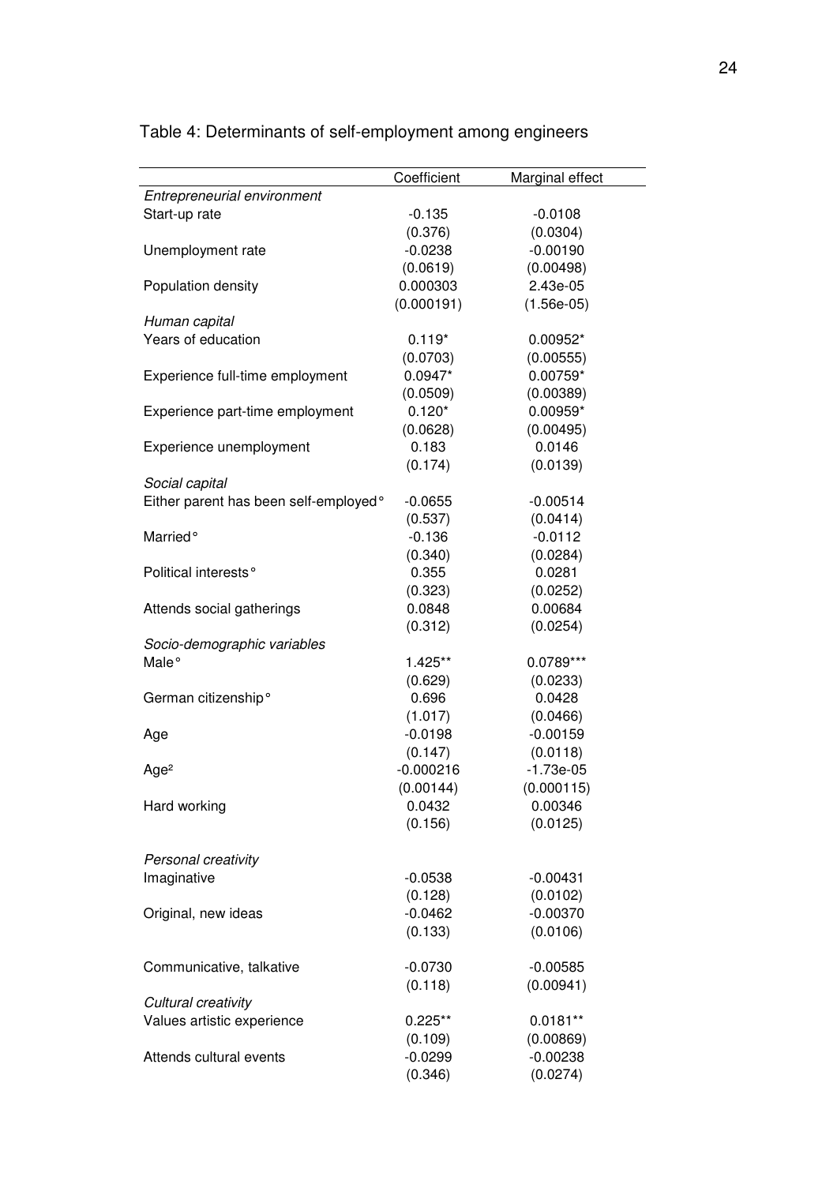Table 4: Determinants of self-employment among engineers

| | Coefficient | Marginal effect |
|---|---|---|
| *Entrepreneurial environment* | | |
| Start-up rate | -0.135 | -0.0108 |
| | (0.376) | (0.0304) |
| Unemployment rate | -0.0238 | -0.00190 |
| | (0.0619) | (0.00498) |
| Population density | 0.000303 | 2.43e-05 |
| | (0.000191) | (1.56e-05) |
| *Human capital* | | |
| Years of education | 0.119* | 0.00952* |
| | (0.0703) | (0.00555) |
| Experience full-time employment | 0.0947* | 0.00759* |
| | (0.0509) | (0.00389) |
| Experience part-time employment | 0.120* | 0.00959* |
| | (0.0628) | (0.00495) |
| Experience unemployment | 0.183 | 0.0146 |
| | (0.174) | (0.0139) |
| *Social capital* | | |
| Either parent has been self-employed° | -0.0655 | -0.00514 |
| | (0.537) | (0.0414) |
| Married° | -0.136 | -0.0112 |
| | (0.340) | (0.0284) |
| Political interests° | 0.355 | 0.0281 |
| | (0.323) | (0.0252) |
| Attends social gatherings | 0.0848 | 0.00684 |
| | (0.312) | (0.0254) |
| *Socio-demographic variables* | | |
| Male° | 1.425** | 0.0789*** |
| | (0.629) | (0.0233) |
| German citizenship° | 0.696 | 0.0428 |
| | (1.017) | (0.0466) |
| Age | -0.0198 | -0.00159 |
| | (0.147) | (0.0118) |
| $Age^2$ | -0.000216 | -1.73e-05 |
| | (0.00144) | (0.000115) |
| Hard working | 0.0432 | 0.00346 |
| | (0.156) | (0.0125) |
| *Personal creativity* | | |
| Imaginative | -0.0538 | -0.00431 |
| | (0.128) | (0.0102) |
| Original, new ideas | -0.0462 | -0.00370 |
| | (0.133) | (0.0106) |
| Communicative, talkative | -0.0730 | -0.00585 |
| | (0.118) | (0.00941) |
| *Cultural creativity* | | |
| Values artistic experience | 0.225** | 0.0181** |
| | (0.109) | (0.00869) |
| Attends cultural events | -0.0299 | -0.00238 |
| | (0.346) | (0.0274) |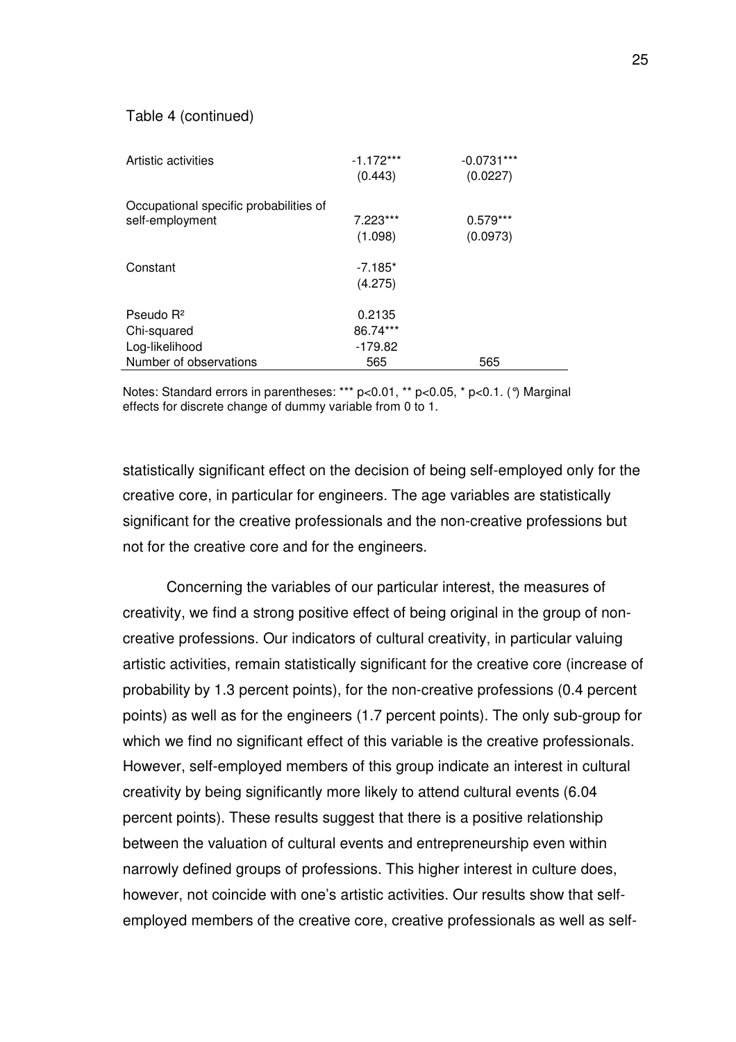Table 4 (continued)

| | | |
|---|---|---|
| Artistic activities | -1.172*** | -0.0731*** |
| | (0.443) | (0.0227) |
| Occupational specific probabilities of self-employment | 7.223*** | 0.579*** |
| | (1.098) | (0.0973) |
| Constant | -7.185* | |
| | (4.275) | |
| Pseudo $R^2$ | 0.2135 | |
| Chi-squared | 86.74*** | |
| Log-likelihood | -179.82 | |
| Number of observations | 565 | 565 |

Notes: Standard errors in parentheses: *** p<0.01, ** p<0.05, * p<0.1. (°) Marginal effects for discrete change of dummy variable from 0 to 1.

statistically significant effect on the decision of being self-employed only for the creative core, in particular for engineers. The age variables are statistically significant for the creative professionals and the non-creative professions but not for the creative core and for the engineers.

Concerning the variables of our particular interest, the measures of creativity, we find a strong positive effect of being original in the group of non-creative professions. Our indicators of cultural creativity, in particular valuing artistic activities, remain statistically significant for the creative core (increase of probability by 1.3 percent points), for the non-creative professions (0.4 percent points) as well as for the engineers (1.7 percent points). The only sub-group for which we find no significant effect of this variable is the creative professionals. However, self-employed members of this group indicate an interest in cultural creativity by being significantly more likely to attend cultural events (6.04 percent points). These results suggest that there is a positive relationship between the valuation of cultural events and entrepreneurship even within narrowly defined groups of professions. This higher interest in culture does, however, not coincide with one's artistic activities. Our results show that self-employed members of the creative core, creative professionals as well as self-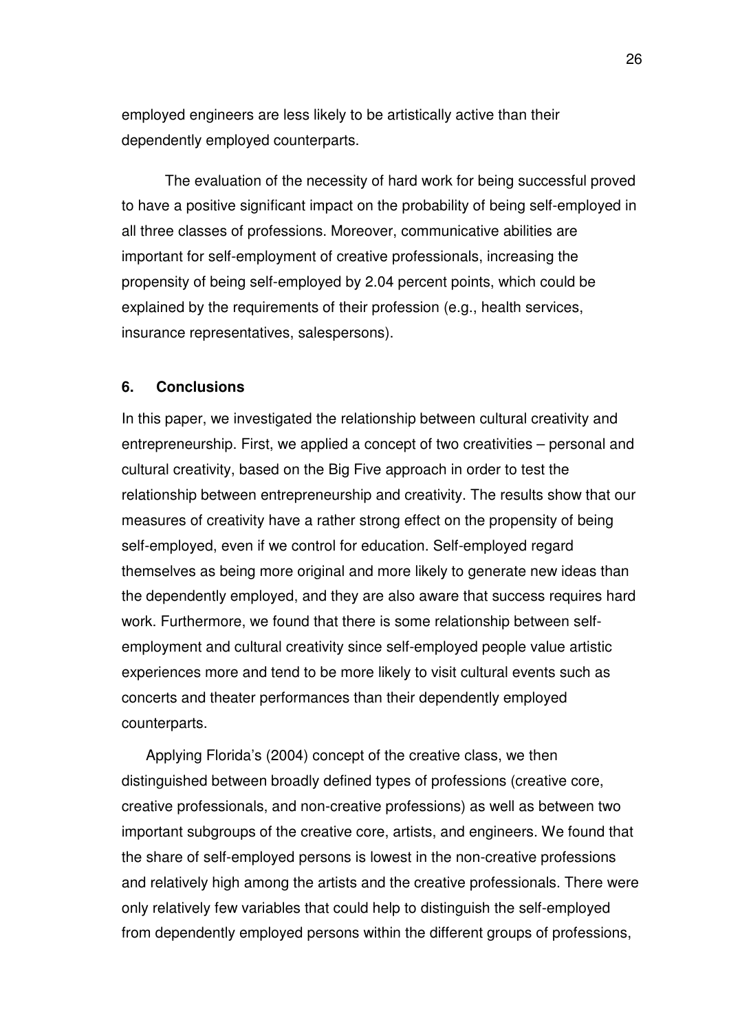employed engineers are less likely to be artistically active than their dependently employed counterparts.

The evaluation of the necessity of hard work for being successful proved to have a positive significant impact on the probability of being self-employed in all three classes of professions. Moreover, communicative abilities are important for self-employment of creative professionals, increasing the propensity of being self-employed by 2.04 percent points, which could be explained by the requirements of their profession (e.g., health services, insurance representatives, salespersons).

## 6. Conclusions

In this paper, we investigated the relationship between cultural creativity and entrepreneurship. First, we applied a concept of two creativities – personal and cultural creativity, based on the Big Five approach in order to test the relationship between entrepreneurship and creativity. The results show that our measures of creativity have a rather strong effect on the propensity of being self-employed, even if we control for education. Self-employed regard themselves as being more original and more likely to generate new ideas than the dependently employed, and they are also aware that success requires hard work. Furthermore, we found that there is some relationship between self-employment and cultural creativity since self-employed people value artistic experiences more and tend to be more likely to visit cultural events such as concerts and theater performances than their dependently employed counterparts.

Applying Florida's (2004) concept of the creative class, we then distinguished between broadly defined types of professions (creative core, creative professionals, and non-creative professions) as well as between two important subgroups of the creative core, artists, and engineers. We found that the share of self-employed persons is lowest in the non-creative professions and relatively high among the artists and the creative professionals. There were only relatively few variables that could help to distinguish the self-employed from dependently employed persons within the different groups of professions,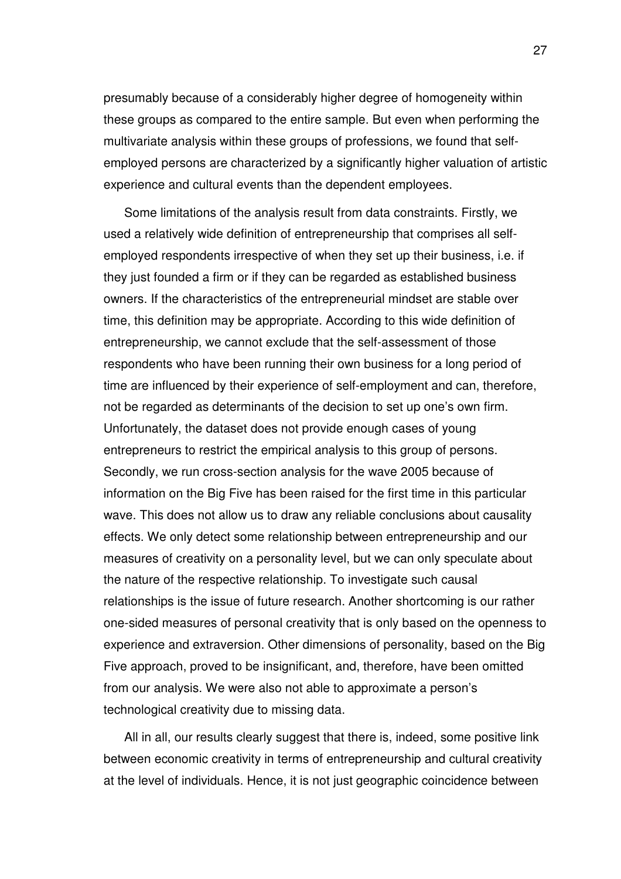presumably because of a considerably higher degree of homogeneity within these groups as compared to the entire sample. But even when performing the multivariate analysis within these groups of professions, we found that self-employed persons are characterized by a significantly higher valuation of artistic experience and cultural events than the dependent employees.

Some limitations of the analysis result from data constraints. Firstly, we used a relatively wide definition of entrepreneurship that comprises all self-employed respondents irrespective of when they set up their business, i.e. if they just founded a firm or if they can be regarded as established business owners. If the characteristics of the entrepreneurial mindset are stable over time, this definition may be appropriate. According to this wide definition of entrepreneurship, we cannot exclude that the self-assessment of those respondents who have been running their own business for a long period of time are influenced by their experience of self-employment and can, therefore, not be regarded as determinants of the decision to set up one's own firm. Unfortunately, the dataset does not provide enough cases of young entrepreneurs to restrict the empirical analysis to this group of persons. Secondly, we run cross-section analysis for the wave 2005 because of information on the Big Five has been raised for the first time in this particular wave. This does not allow us to draw any reliable conclusions about causality effects. We only detect some relationship between entrepreneurship and our measures of creativity on a personality level, but we can only speculate about the nature of the respective relationship. To investigate such causal relationships is the issue of future research. Another shortcoming is our rather one-sided measures of personal creativity that is only based on the openness to experience and extraversion. Other dimensions of personality, based on the Big Five approach, proved to be insignificant, and, therefore, have been omitted from our analysis. We were also not able to approximate a person's technological creativity due to missing data.

All in all, our results clearly suggest that there is, indeed, some positive link between economic creativity in terms of entrepreneurship and cultural creativity at the level of individuals. Hence, it is not just geographic coincidence between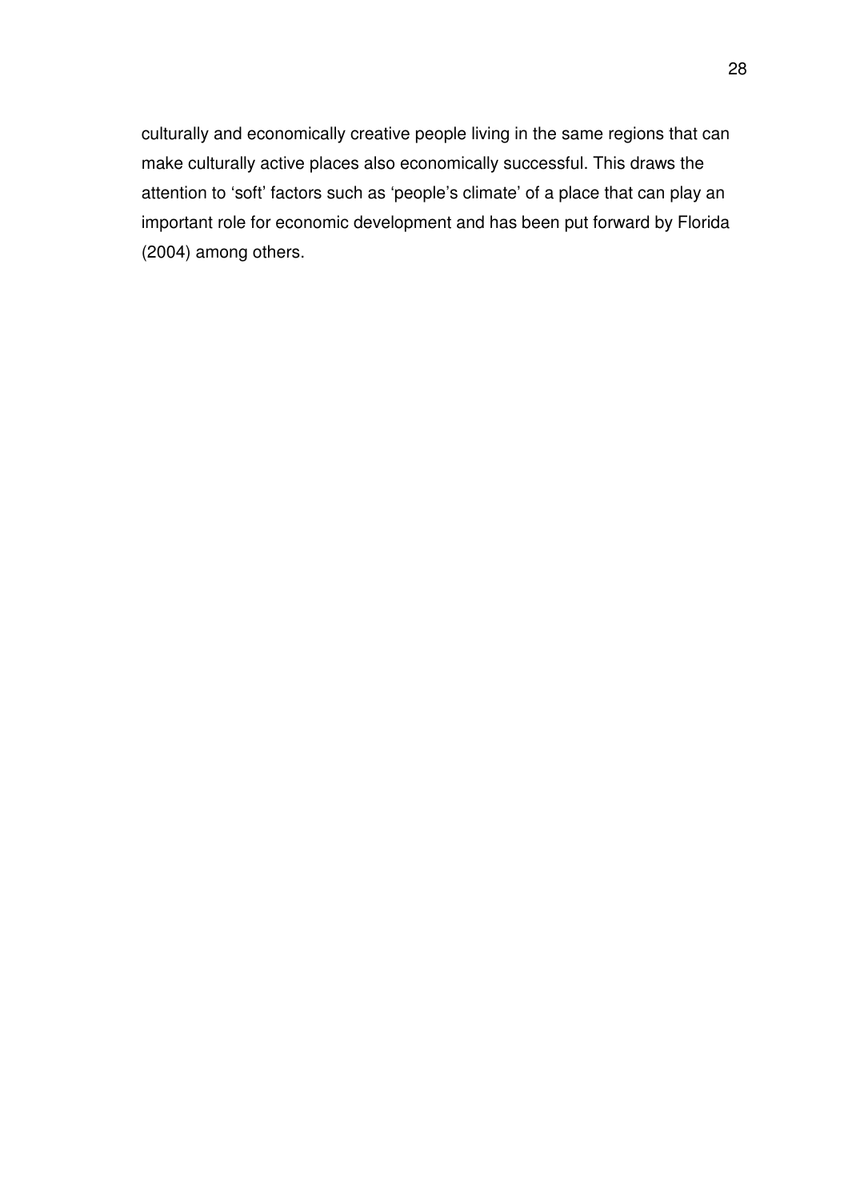culturally and economically creative people living in the same regions that can make culturally active places also economically successful. This draws the attention to 'soft' factors such as 'people's climate' of a place that can play an important role for economic development and has been put forward by Florida (2004) among others.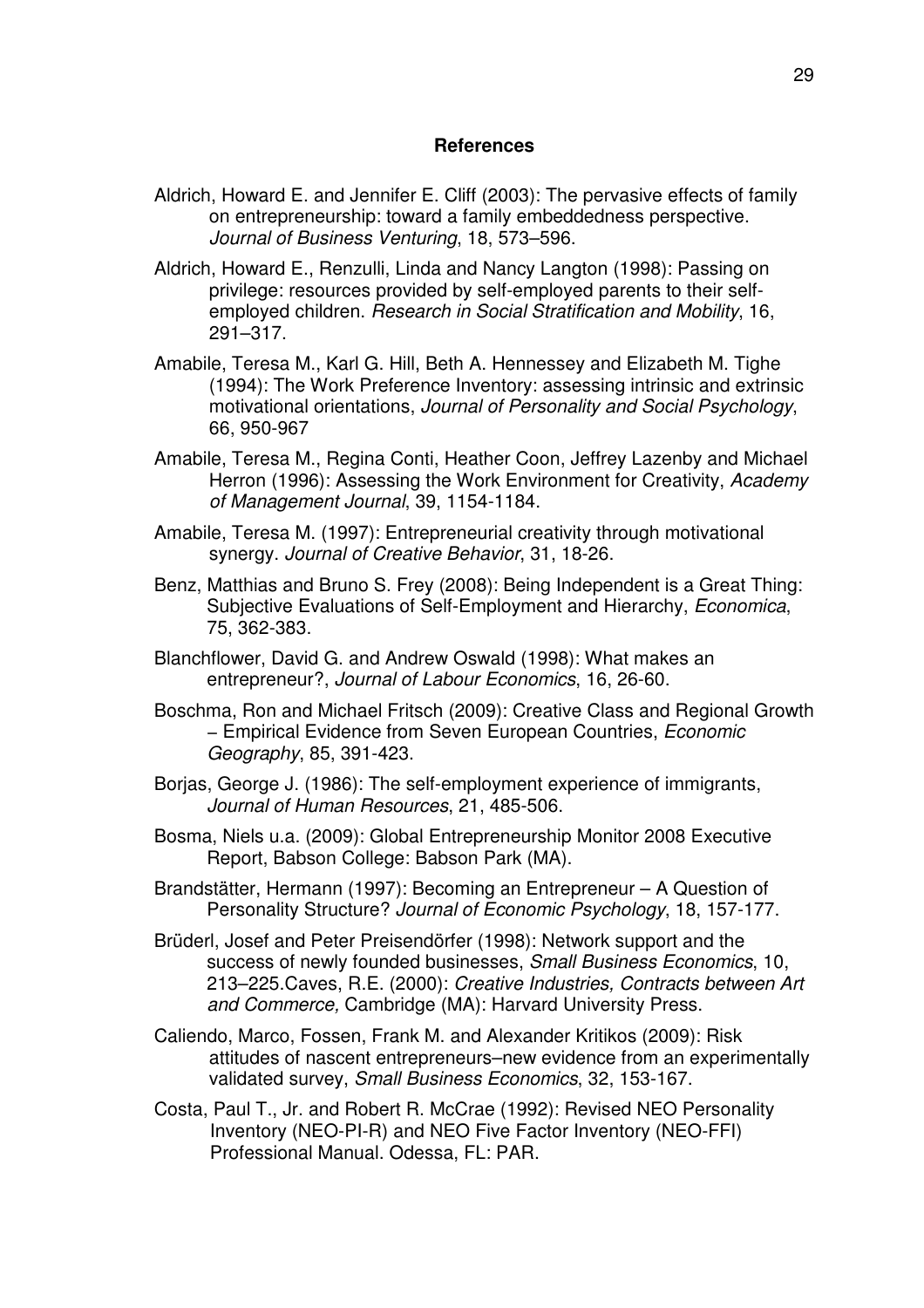## References

Aldrich, Howard E. and Jennifer E. Cliff (2003): The pervasive effects of family on entrepreneurship: toward a family embeddedness perspective. *Journal of Business Venturing*, 18, 573–596.

Aldrich, Howard E., Renzulli, Linda and Nancy Langton (1998): Passing on privilege: resources provided by self-employed parents to their self-employed children. *Research in Social Stratification and Mobility*, 16, 291–317.

Amabile, Teresa M., Karl G. Hill, Beth A. Hennessey and Elizabeth M. Tighe (1994): The Work Preference Inventory: assessing intrinsic and extrinsic motivational orientations, *Journal of Personality and Social Psychology*, 66, 950-967

Amabile, Teresa M., Regina Conti, Heather Coon, Jeffrey Lazenby and Michael Herron (1996): Assessing the Work Environment for Creativity, *Academy of Management Journal*, 39, 1154-1184.

Amabile, Teresa M. (1997): Entrepreneurial creativity through motivational synergy. *Journal of Creative Behavior*, 31, 18-26.

Benz, Matthias and Bruno S. Frey (2008): Being Independent is a Great Thing: Subjective Evaluations of Self-Employment and Hierarchy, *Economica*, 75, 362-383.

Blanchflower, David G. and Andrew Oswald (1998): What makes an entrepreneur?, *Journal of Labour Economics*, 16, 26-60.

Boschma, Ron and Michael Fritsch (2009): Creative Class and Regional Growth – Empirical Evidence from Seven European Countries, *Economic Geography*, 85, 391-423.

Borjas, George J. (1986): The self-employment experience of immigrants, *Journal of Human Resources*, 21, 485-506.

Bosma, Niels u.a. (2009): Global Entrepreneurship Monitor 2008 Executive Report, Babson College: Babson Park (MA).

Brandstätter, Hermann (1997): Becoming an Entrepreneur – A Question of Personality Structure? *Journal of Economic Psychology*, 18, 157-177.

Brüderl, Josef and Peter Preisendörfer (1998): Network support and the success of newly founded businesses, *Small Business Economics*, 10, 213–225.Caves, R.E. (2000): *Creative Industries, Contracts between Art and Commerce,* Cambridge (MA): Harvard University Press.

Caliendo, Marco, Fossen, Frank M. and Alexander Kritikos (2009): Risk attitudes of nascent entrepreneurs–new evidence from an experimentally validated survey, *Small Business Economics*, 32, 153-167.

Costa, Paul T., Jr. and Robert R. McCrae (1992): Revised NEO Personality Inventory (NEO-PI-R) and NEO Five Factor Inventory (NEO-FFI) Professional Manual. Odessa, FL: PAR.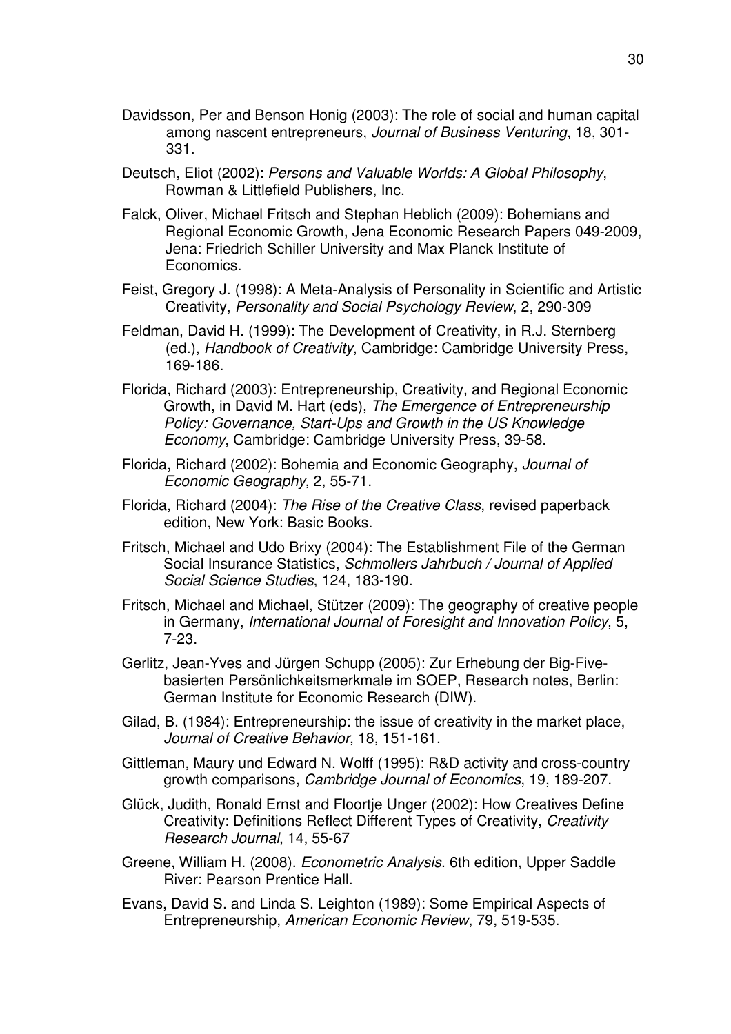Davidsson, Per and Benson Honig (2003): The role of social and human capital among nascent entrepreneurs, *Journal of Business Venturing*, 18, 301-331.

Deutsch, Eliot (2002): *Persons and Valuable Worlds: A Global Philosophy*, Rowman & Littlefield Publishers, Inc.

Falck, Oliver, Michael Fritsch and Stephan Heblich (2009): Bohemians and Regional Economic Growth, Jena Economic Research Papers 049-2009, Jena: Friedrich Schiller University and Max Planck Institute of Economics.

Feist, Gregory J. (1998): A Meta-Analysis of Personality in Scientific and Artistic Creativity, *Personality and Social Psychology Review*, 2, 290-309

Feldman, David H. (1999): The Development of Creativity, in R.J. Sternberg (ed.), *Handbook of Creativity*, Cambridge: Cambridge University Press, 169-186.

Florida, Richard (2003): Entrepreneurship, Creativity, and Regional Economic Growth, in David M. Hart (eds), *The Emergence of Entrepreneurship Policy: Governance, Start-Ups and Growth in the US Knowledge Economy*, Cambridge: Cambridge University Press, 39-58.

Florida, Richard (2002): Bohemia and Economic Geography, *Journal of Economic Geography*, 2, 55-71.

Florida, Richard (2004): *The Rise of the Creative Class*, revised paperback edition, New York: Basic Books.

Fritsch, Michael and Udo Brixy (2004): The Establishment File of the German Social Insurance Statistics, *Schmollers Jahrbuch / Journal of Applied Social Science Studies*, 124, 183-190.

Fritsch, Michael and Michael, Stützer (2009): The geography of creative people in Germany, *International Journal of Foresight and Innovation Policy*, 5, 7-23.

Gerlitz, Jean-Yves and Jürgen Schupp (2005): Zur Erhebung der Big-Five-basierten Persönlichkeitsmerkmale im SOEP, Research notes, Berlin: German Institute for Economic Research (DIW).

Gilad, B. (1984): Entrepreneurship: the issue of creativity in the market place, *Journal of Creative Behavior*, 18, 151-161.

Gittleman, Maury und Edward N. Wolff (1995): R&D activity and cross-country growth comparisons, *Cambridge Journal of Economics*, 19, 189-207.

Glück, Judith, Ronald Ernst and Floortje Unger (2002): How Creatives Define Creativity: Definitions Reflect Different Types of Creativity, *Creativity Research Journal*, 14, 55-67

Greene, William H. (2008). *Econometric Analysis*. 6th edition, Upper Saddle River: Pearson Prentice Hall.

Evans, David S. and Linda S. Leighton (1989): Some Empirical Aspects of Entrepreneurship, *American Economic Review*, 79, 519-535.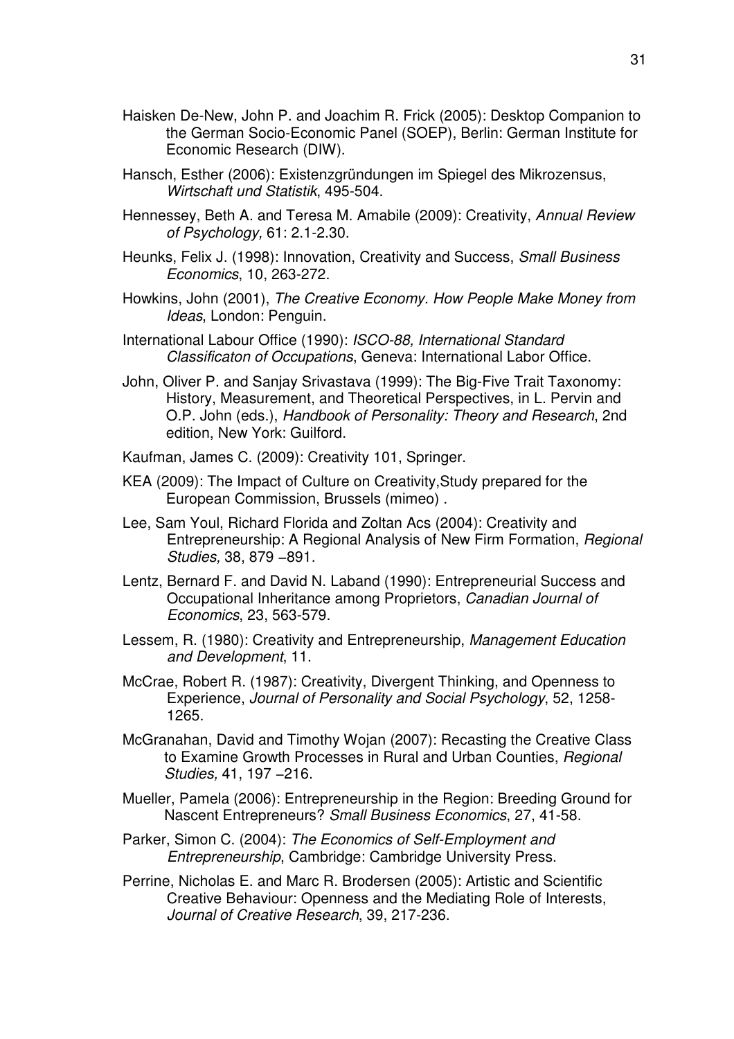Haisken De-New, John P. and Joachim R. Frick (2005): Desktop Companion to the German Socio-Economic Panel (SOEP), Berlin: German Institute for Economic Research (DIW).

Hansch, Esther (2006): Existenzgründungen im Spiegel des Mikrozensus, *Wirtschaft und Statistik*, 495-504.

Hennessey, Beth A. and Teresa M. Amabile (2009): Creativity, *Annual Review of Psychology,* 61: 2.1-2.30.

Heunks, Felix J. (1998): Innovation, Creativity and Success, *Small Business Economics*, 10, 263-272.

Howkins, John (2001), *The Creative Economy. How People Make Money from Ideas*, London: Penguin.

International Labour Office (1990): *ISCO-88, International Standard Classificaton of Occupations*, Geneva: International Labor Office.

John, Oliver P. and Sanjay Srivastava (1999): The Big-Five Trait Taxonomy: History, Measurement, and Theoretical Perspectives, in L. Pervin and O.P. John (eds.), *Handbook of Personality: Theory and Research*, 2nd edition, New York: Guilford.

Kaufman, James C. (2009): Creativity 101, Springer.

KEA (2009): The Impact of Culture on Creativity,Study prepared for the European Commission, Brussels (mimeo) .

Lee, Sam Youl, Richard Florida and Zoltan Acs (2004): Creativity and Entrepreneurship: A Regional Analysis of New Firm Formation, *Regional Studies,* 38, 879 –891.

Lentz, Bernard F. and David N. Laband (1990): Entrepreneurial Success and Occupational Inheritance among Proprietors, *Canadian Journal of Economics*, 23, 563-579.

Lessem, R. (1980): Creativity and Entrepreneurship, *Management Education and Development*, 11.

McCrae, Robert R. (1987): Creativity, Divergent Thinking, and Openness to Experience, *Journal of Personality and Social Psychology*, 52, 1258-1265.

McGranahan, David and Timothy Wojan (2007): Recasting the Creative Class to Examine Growth Processes in Rural and Urban Counties, *Regional Studies,* 41, 197 –216.

Mueller, Pamela (2006): Entrepreneurship in the Region: Breeding Ground for Nascent Entrepreneurs? *Small Business Economics*, 27, 41-58.

Parker, Simon C. (2004): *The Economics of Self-Employment and Entrepreneurship*, Cambridge: Cambridge University Press.

Perrine, Nicholas E. and Marc R. Brodersen (2005): Artistic and Scientific Creative Behaviour: Openness and the Mediating Role of Interests, *Journal of Creative Research*, 39, 217-236.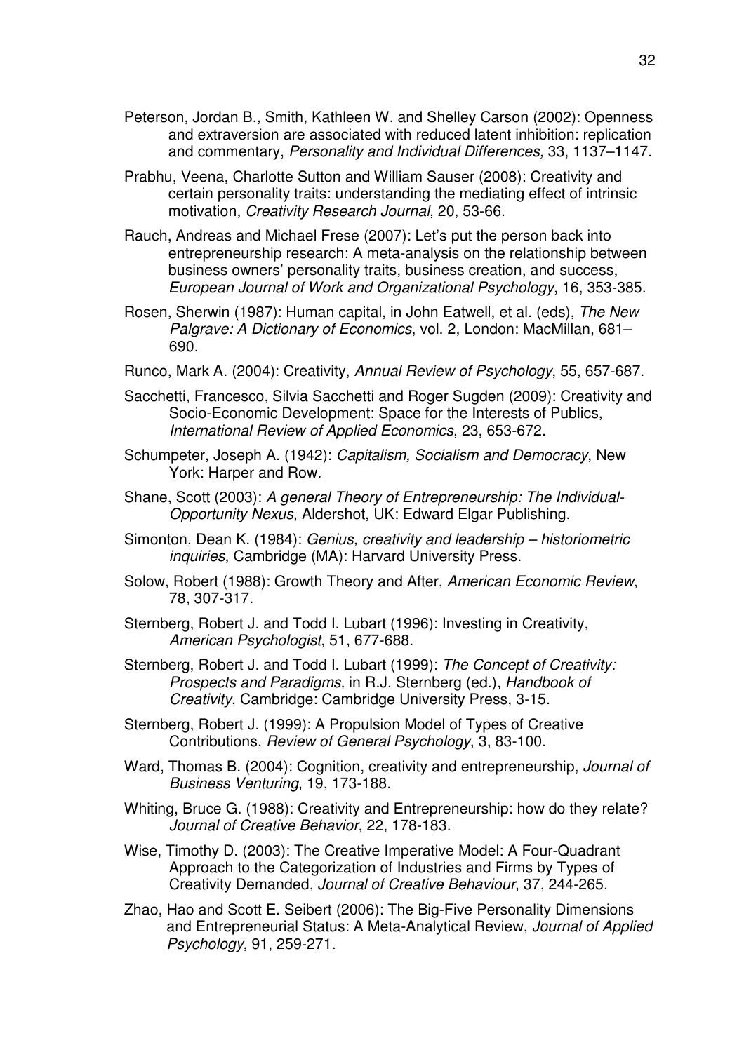Peterson, Jordan B., Smith, Kathleen W. and Shelley Carson (2002): Openness and extraversion are associated with reduced latent inhibition: replication and commentary, *Personality and Individual Differences,* 33, 1137–1147.

Prabhu, Veena, Charlotte Sutton and William Sauser (2008): Creativity and certain personality traits: understanding the mediating effect of intrinsic motivation, *Creativity Research Journal*, 20, 53-66.

Rauch, Andreas and Michael Frese (2007): Let's put the person back into entrepreneurship research: A meta-analysis on the relationship between business owners' personality traits, business creation, and success, *European Journal of Work and Organizational Psychology*, 16, 353-385.

Rosen, Sherwin (1987): Human capital, in John Eatwell, et al. (eds), *The New Palgrave: A Dictionary of Economics*, vol. 2, London: MacMillan, 681–690.

Runco, Mark A. (2004): Creativity, *Annual Review of Psychology*, 55, 657-687.

Sacchetti, Francesco, Silvia Sacchetti and Roger Sugden (2009): Creativity and Socio-Economic Development: Space for the Interests of Publics, *International Review of Applied Economics*, 23, 653-672.

Schumpeter, Joseph A. (1942): *Capitalism, Socialism and Democracy*, New York: Harper and Row.

Shane, Scott (2003): *A general Theory of Entrepreneurship: The Individual-Opportunity Nexus*, Aldershot, UK: Edward Elgar Publishing.

Simonton, Dean K. (1984): *Genius, creativity and leadership – historiometric inquiries*, Cambridge (MA): Harvard University Press.

Solow, Robert (1988): Growth Theory and After, *American Economic Review*, 78, 307-317.

Sternberg, Robert J. and Todd I. Lubart (1996): Investing in Creativity, *American Psychologist*, 51, 677-688.

Sternberg, Robert J. and Todd I. Lubart (1999): *The Concept of Creativity: Prospects and Paradigms,* in R.J. Sternberg (ed.), *Handbook of Creativity*, Cambridge: Cambridge University Press, 3-15.

Sternberg, Robert J. (1999): A Propulsion Model of Types of Creative Contributions, *Review of General Psychology*, 3, 83-100.

Ward, Thomas B. (2004): Cognition, creativity and entrepreneurship, *Journal of Business Venturing*, 19, 173-188.

Whiting, Bruce G. (1988): Creativity and Entrepreneurship: how do they relate? *Journal of Creative Behavior*, 22, 178-183.

Wise, Timothy D. (2003): The Creative Imperative Model: A Four-Quadrant Approach to the Categorization of Industries and Firms by Types of Creativity Demanded, *Journal of Creative Behaviour*, 37, 244-265.

Zhao, Hao and Scott E. Seibert (2006): The Big-Five Personality Dimensions and Entrepreneurial Status: A Meta-Analytical Review, *Journal of Applied Psychology*, 91, 259-271.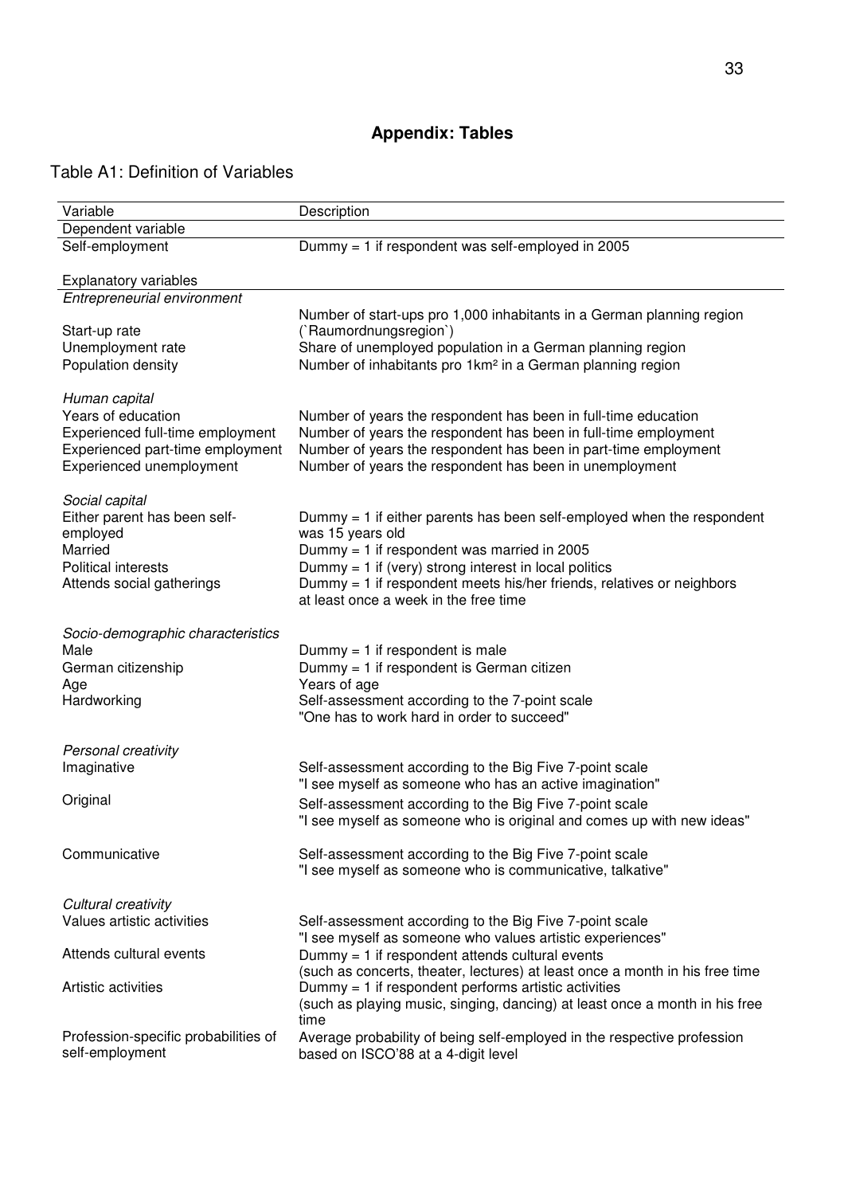# Appendix: Tables

Table A1: Definition of Variables

| Variable | Description |
|---|---|
| Dependent variable | |
| Self-employment | Dummy = 1 if respondent was self-employed in 2005 |
| | |
| Explanatory variables | |
| *Entrepreneurial environment* | |
| Start-up rate | Number of start-ups pro 1,000 inhabitants in a German planning region (`Raumordnungsregion`) |
| Unemployment rate | Share of unemployed population in a German planning region |
| Population density | Number of inhabitants pro 1km² in a German planning region |
| | |
| *Human capital* | |
| Years of education | Number of years the respondent has been in full-time education |
| Experienced full-time employment | Number of years the respondent has been in full-time employment |
| Experienced part-time employment | Number of years the respondent has been in part-time employment |
| Experienced unemployment | Number of years the respondent has been in unemployment |
| | |
| *Social capital* | |
| Either parent has been self-employed | Dummy = 1 if either parents has been self-employed when the respondent was 15 years old |
| Married | Dummy = 1 if respondent was married in 2005 |
| Political interests | Dummy = 1 if (very) strong interest in local politics |
| Attends social gatherings | Dummy = 1 if respondent meets his/her friends, relatives or neighbors at least once a week in the free time |
| | |
| *Socio-demographic characteristics* | |
| Male | Dummy = 1 if respondent is male |
| German citizenship | Dummy = 1 if respondent is German citizen |
| Age | Years of age |
| Hardworking | Self-assessment according to the 7-point scale "One has to work hard in order to succeed" |
| | |
| *Personal creativity* | |
| Imaginative | Self-assessment according to the Big Five 7-point scale "I see myself as someone who has an active imagination" |
| Original | Self-assessment according to the Big Five 7-point scale "I see myself as someone who is original and comes up with new ideas" |
| Communicative | Self-assessment according to the Big Five 7-point scale "I see myself as someone who is communicative, talkative" |
| | |
| *Cultural creativity* | |
| Values artistic activities | Self-assessment according to the Big Five 7-point scale "I see myself as someone who values artistic experiences" |
| Attends cultural events | Dummy = 1 if respondent attends cultural events (such as concerts, theater, lectures) at least once a month in his free time |
| Artistic activities | Dummy = 1 if respondent performs artistic activities (such as playing music, singing, dancing) at least once a month in his free time |
| Profession-specific probabilities of self-employment | Average probability of being self-employed in the respective profession based on ISCO'88 at a 4-digit level |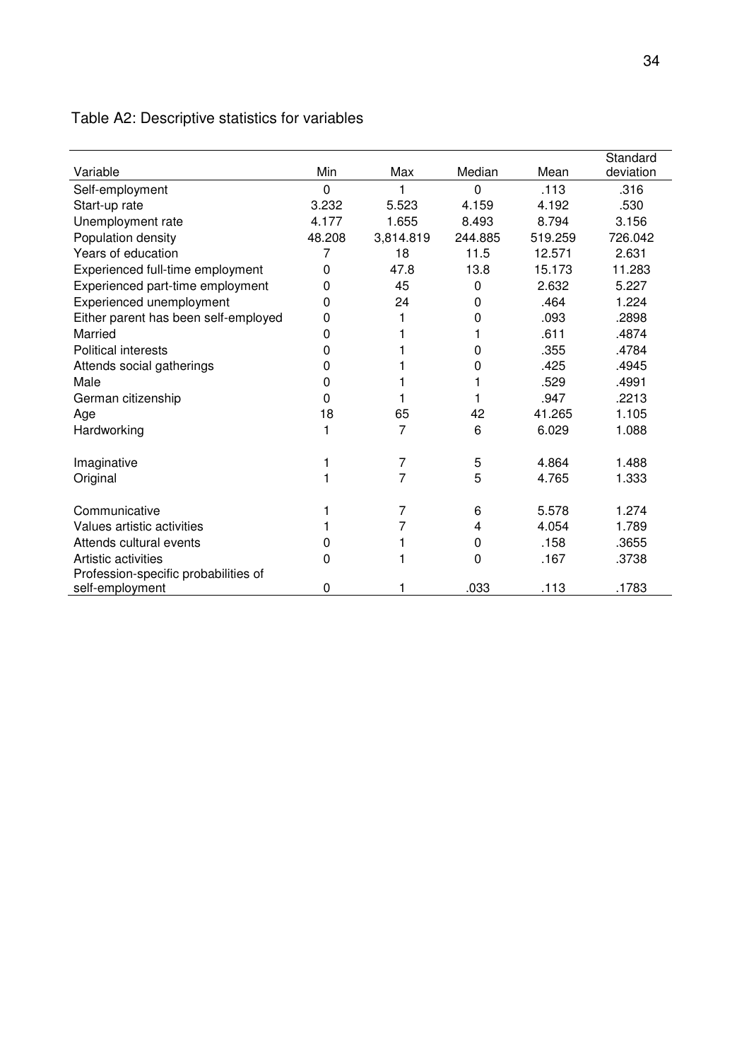Table A2: Descriptive statistics for variables

| Variable | Min | Max | Median | Mean | Standard deviation |
|---|---|---|---|---|---|
| Self-employment | 0 | 1 | 0 | .113 | .316 |
| Start-up rate | 3.232 | 5.523 | 4.159 | 4.192 | .530 |
| Unemployment rate | 4.177 | 1.655 | 8.493 | 8.794 | 3.156 |
| Population density | 48.208 | 3,814.819 | 244.885 | 519.259 | 726.042 |
| Years of education | 7 | 18 | 11.5 | 12.571 | 2.631 |
| Experienced full-time employment | 0 | 47.8 | 13.8 | 15.173 | 11.283 |
| Experienced part-time employment | 0 | 45 | 0 | 2.632 | 5.227 |
| Experienced unemployment | 0 | 24 | 0 | .464 | 1.224 |
| Either parent has been self-employed | 0 | 1 | 0 | .093 | .2898 |
| Married | 0 | 1 | 1 | .611 | .4874 |
| Political interests | 0 | 1 | 0 | .355 | .4784 |
| Attends social gatherings | 0 | 1 | 0 | .425 | .4945 |
| Male | 0 | 1 | 1 | .529 | .4991 |
| German citizenship | 0 | 1 | 1 | .947 | .2213 |
| Age | 18 | 65 | 42 | 41.265 | 1.105 |
| Hardworking | 1 | 7 | 6 | 6.029 | 1.088 |
| Imaginative | 1 | 7 | 5 | 4.864 | 1.488 |
| Original | 1 | 7 | 5 | 4.765 | 1.333 |
| Communicative | 1 | 7 | 6 | 5.578 | 1.274 |
| Values artistic activities | 1 | 7 | 4 | 4.054 | 1.789 |
| Attends cultural events | 0 | 1 | 0 | .158 | .3655 |
| Artistic activities | 0 | 1 | 0 | .167 | .3738 |
| Profession-specific probabilities of self-employment | 0 | 1 | .033 | .113 | .1783 |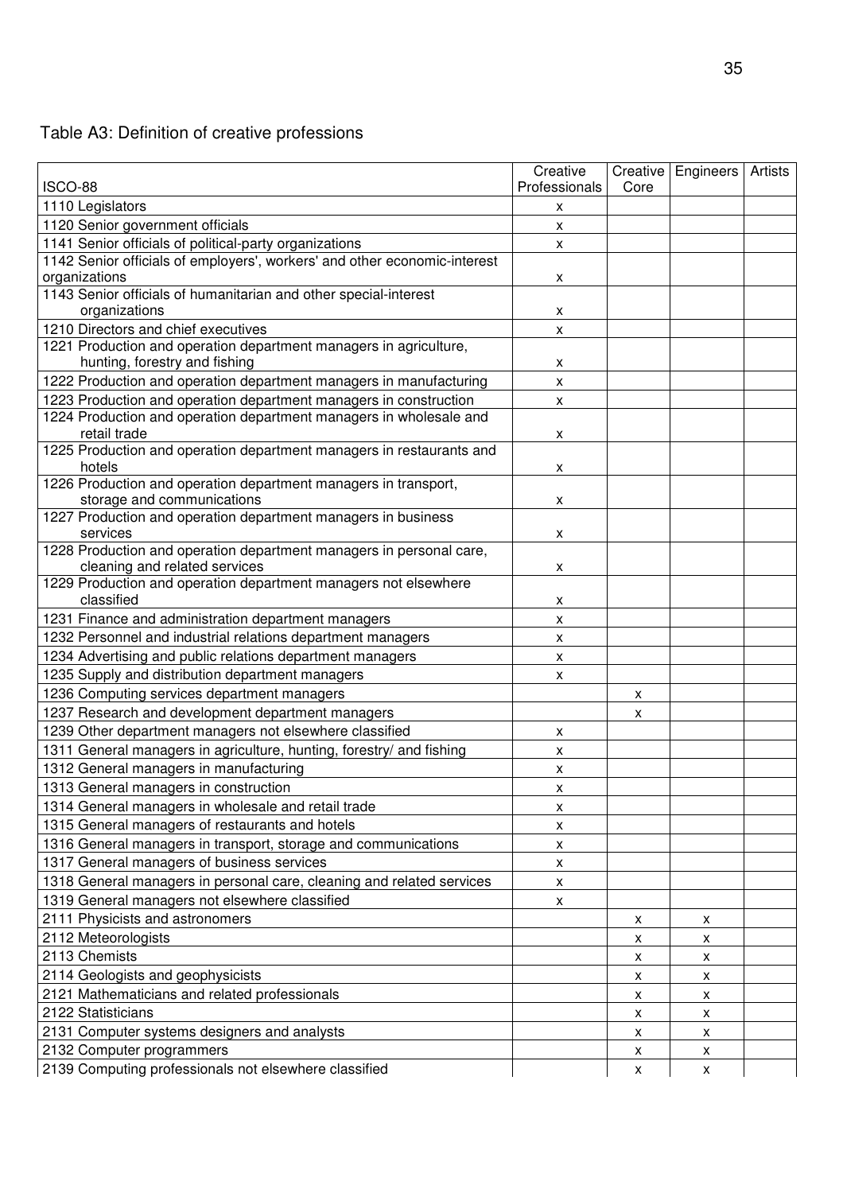Table A3: Definition of creative professions

| ISCO-88 | Creative Professionals | Creative Core | Engineers | Artists |
|---|---|---|---|---|
| 1110 Legislators | x | | | |
| 1120 Senior government officials | x | | | |
| 1141 Senior officials of political-party organizations | x | | | |
| 1142 Senior officials of employers', workers' and other economic-interest organizations | x | | | |
| 1143 Senior officials of humanitarian and other special-interest organizations | x | | | |
| 1210 Directors and chief executives | x | | | |
| 1221 Production and operation department managers in agriculture, hunting, forestry and fishing | x | | | |
| 1222 Production and operation department managers in manufacturing | x | | | |
| 1223 Production and operation department managers in construction | x | | | |
| 1224 Production and operation department managers in wholesale and retail trade | x | | | |
| 1225 Production and operation department managers in restaurants and hotels | x | | | |
| 1226 Production and operation department managers in transport, storage and communications | x | | | |
| 1227 Production and operation department managers in business services | x | | | |
| 1228 Production and operation department managers in personal care, cleaning and related services | x | | | |
| 1229 Production and operation department managers not elsewhere classified | x | | | |
| 1231 Finance and administration department managers | x | | | |
| 1232 Personnel and industrial relations department managers | x | | | |
| 1234 Advertising and public relations department managers | x | | | |
| 1235 Supply and distribution department managers | x | | | |
| 1236 Computing services department managers | | x | | |
| 1237 Research and development department managers | | x | | |
| 1239 Other department managers not elsewhere classified | x | | | |
| 1311 General managers in agriculture, hunting, forestry/ and fishing | x | | | |
| 1312 General managers in manufacturing | x | | | |
| 1313 General managers in construction | x | | | |
| 1314 General managers in wholesale and retail trade | x | | | |
| 1315 General managers of restaurants and hotels | x | | | |
| 1316 General managers in transport, storage and communications | x | | | |
| 1317 General managers of business services | x | | | |
| 1318 General managers in personal care, cleaning and related services | x | | | |
| 1319 General managers not elsewhere classified | x | | | |
| 2111 Physicists and astronomers | | x | x | |
| 2112 Meteorologists | | x | x | |
| 2113 Chemists | | x | x | |
| 2114 Geologists and geophysicists | | x | x | |
| 2121 Mathematicians and related professionals | | x | x | |
| 2122 Statisticians | | x | x | |
| 2131 Computer systems designers and analysts | | x | x | |
| 2132 Computer programmers | | x | x | |
| 2139 Computing professionals not elsewhere classified | | x | x | |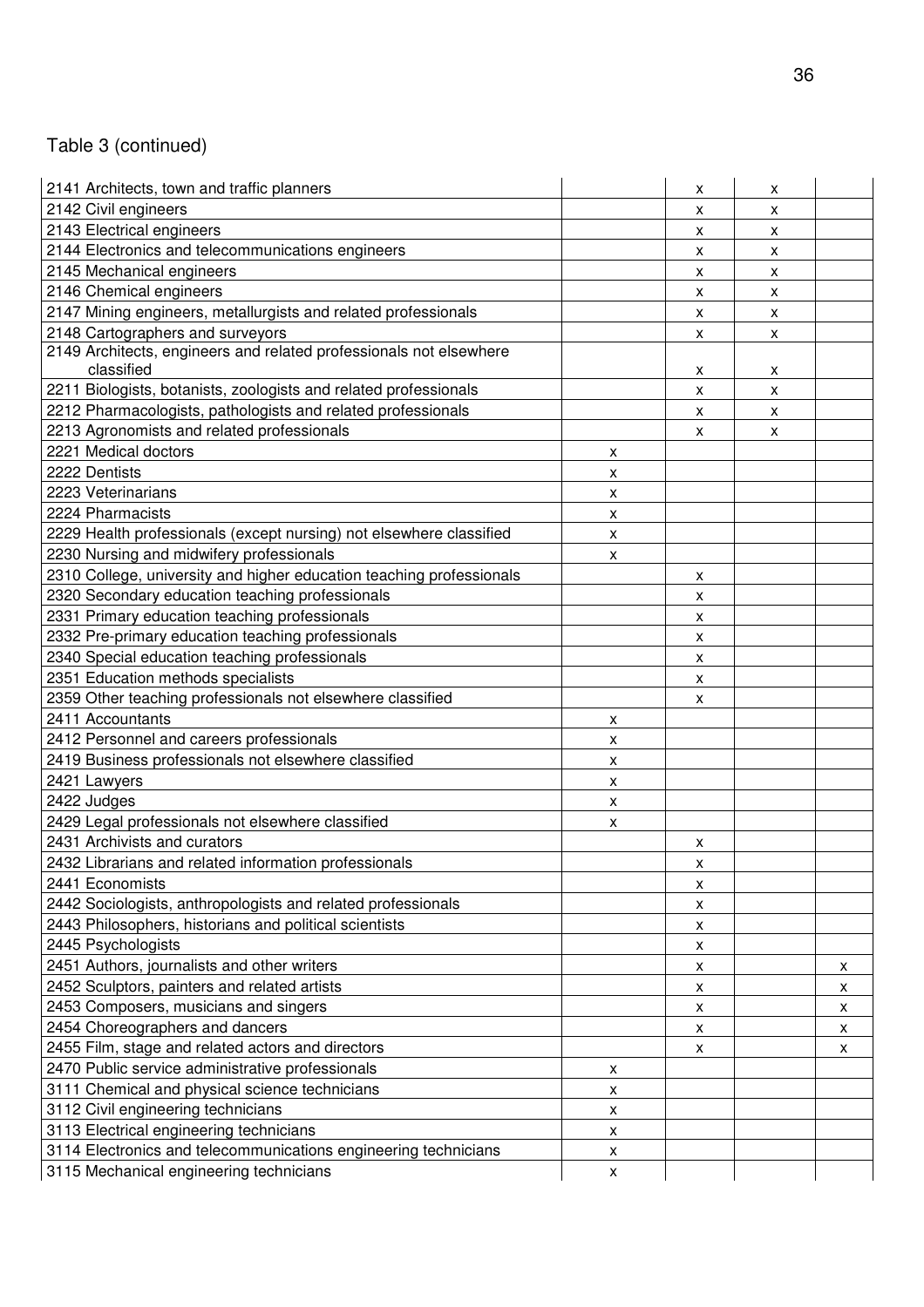Table 3 (continued)

| | | | | |
|---|---|---|---|---|
| 2141 Architects, town and traffic planners | | x | x | |
| 2142 Civil engineers | | x | x | |
| 2143 Electrical engineers | | x | x | |
| 2144 Electronics and telecommunications engineers | | x | x | |
| 2145 Mechanical engineers | | x | x | |
| 2146 Chemical engineers | | x | x | |
| 2147 Mining engineers, metallurgists and related professionals | | x | x | |
| 2148 Cartographers and surveyors | | x | x | |
| 2149 Architects, engineers and related professionals not elsewhere classified | | x | x | |
| 2211 Biologists, botanists, zoologists and related professionals | | x | x | |
| 2212 Pharmacologists, pathologists and related professionals | | x | x | |
| 2213 Agronomists and related professionals | | x | x | |
| 2221 Medical doctors | x | | | |
| 2222 Dentists | x | | | |
| 2223 Veterinarians | x | | | |
| 2224 Pharmacists | x | | | |
| 2229 Health professionals (except nursing) not elsewhere classified | x | | | |
| 2230 Nursing and midwifery professionals | x | | | |
| 2310 College, university and higher education teaching professionals | | x | | |
| 2320 Secondary education teaching professionals | | x | | |
| 2331 Primary education teaching professionals | | x | | |
| 2332 Pre-primary education teaching professionals | | x | | |
| 2340 Special education teaching professionals | | x | | |
| 2351 Education methods specialists | | x | | |
| 2359 Other teaching professionals not elsewhere classified | | x | | |
| 2411 Accountants | x | | | |
| 2412 Personnel and careers professionals | x | | | |
| 2419 Business professionals not elsewhere classified | x | | | |
| 2421 Lawyers | x | | | |
| 2422 Judges | x | | | |
| 2429 Legal professionals not elsewhere classified | x | | | |
| 2431 Archivists and curators | | x | | |
| 2432 Librarians and related information professionals | | x | | |
| 2441 Economists | | x | | |
| 2442 Sociologists, anthropologists and related professionals | | x | | |
| 2443 Philosophers, historians and political scientists | | x | | |
| 2445 Psychologists | | x | | |
| 2451 Authors, journalists and other writers | | x | | x |
| 2452 Sculptors, painters and related artists | | x | | x |
| 2453 Composers, musicians and singers | | x | | x |
| 2454 Choreographers and dancers | | x | | x |
| 2455 Film, stage and related actors and directors | | x | | x |
| 2470 Public service administrative professionals | x | | | |
| 3111 Chemical and physical science technicians | x | | | |
| 3112 Civil engineering technicians | x | | | |
| 3113 Electrical engineering technicians | x | | | |
| 3114 Electronics and telecommunications engineering technicians | x | | | |
| 3115 Mechanical engineering technicians | x | | | |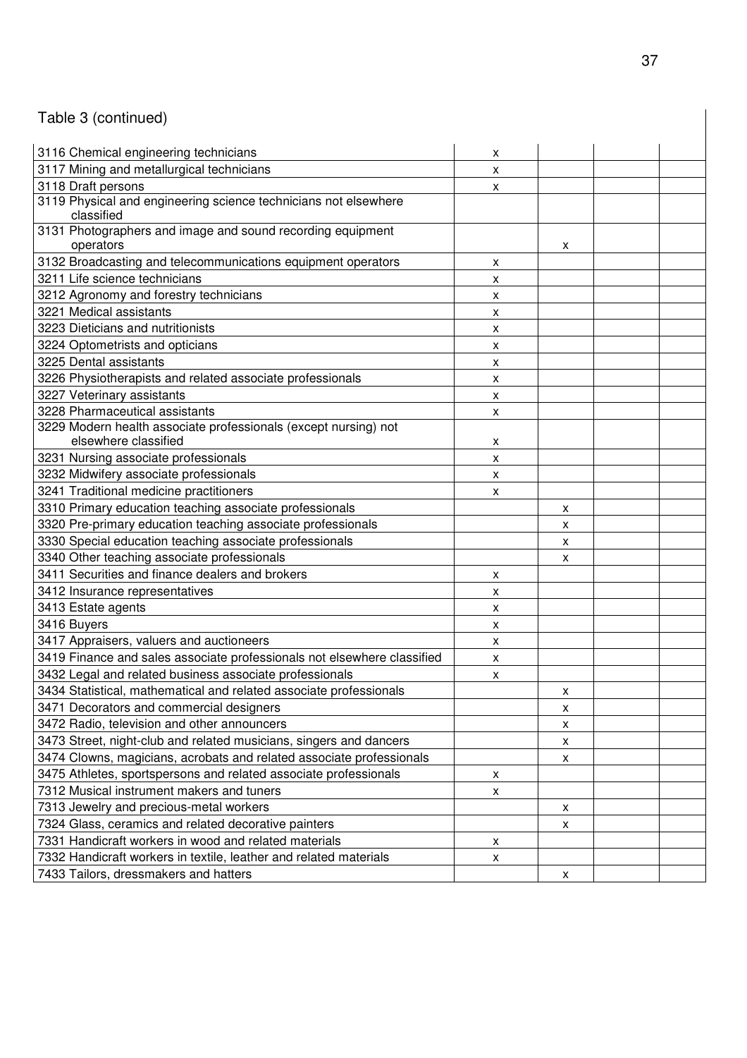Table 3 (continued)

| | | | | |
|---|---|---|---|---|
| 3116 Chemical engineering technicians | x | | | |
| 3117 Mining and metallurgical technicians | x | | | |
| 3118 Draft persons | x | | | |
| 3119 Physical and engineering science technicians not elsewhere classified | | | | |
| 3131 Photographers and image and sound recording equipment operators | | x | | |
| 3132 Broadcasting and telecommunications equipment operators | x | | | |
| 3211 Life science technicians | x | | | |
| 3212 Agronomy and forestry technicians | x | | | |
| 3221 Medical assistants | x | | | |
| 3223 Dieticians and nutritionists | x | | | |
| 3224 Optometrists and opticians | x | | | |
| 3225 Dental assistants | x | | | |
| 3226 Physiotherapists and related associate professionals | x | | | |
| 3227 Veterinary assistants | x | | | |
| 3228 Pharmaceutical assistants | x | | | |
| 3229 Modern health associate professionals (except nursing) not elsewhere classified | x | | | |
| 3231 Nursing associate professionals | x | | | |
| 3232 Midwifery associate professionals | x | | | |
| 3241 Traditional medicine practitioners | x | | | |
| 3310 Primary education teaching associate professionals | | x | | |
| 3320 Pre-primary education teaching associate professionals | | x | | |
| 3330 Special education teaching associate professionals | | x | | |
| 3340 Other teaching associate professionals | | x | | |
| 3411 Securities and finance dealers and brokers | x | | | |
| 3412 Insurance representatives | x | | | |
| 3413 Estate agents | x | | | |
| 3416 Buyers | x | | | |
| 3417 Appraisers, valuers and auctioneers | x | | | |
| 3419 Finance and sales associate professionals not elsewhere classified | x | | | |
| 3432 Legal and related business associate professionals | x | | | |
| 3434 Statistical, mathematical and related associate professionals | | x | | |
| 3471 Decorators and commercial designers | | x | | |
| 3472 Radio, television and other announcers | | x | | |
| 3473 Street, night-club and related musicians, singers and dancers | | x | | |
| 3474 Clowns, magicians, acrobats and related associate professionals | | x | | |
| 3475 Athletes, sportspersons and related associate professionals | x | | | |
| 7312 Musical instrument makers and tuners | x | | | |
| 7313 Jewelry and precious-metal workers | | x | | |
| 7324 Glass, ceramics and related decorative painters | | x | | |
| 7331 Handicraft workers in wood and related materials | x | | | |
| 7332 Handicraft workers in textile, leather and related materials | x | | | |
| 7433 Tailors, dressmakers and hatters | | x | | |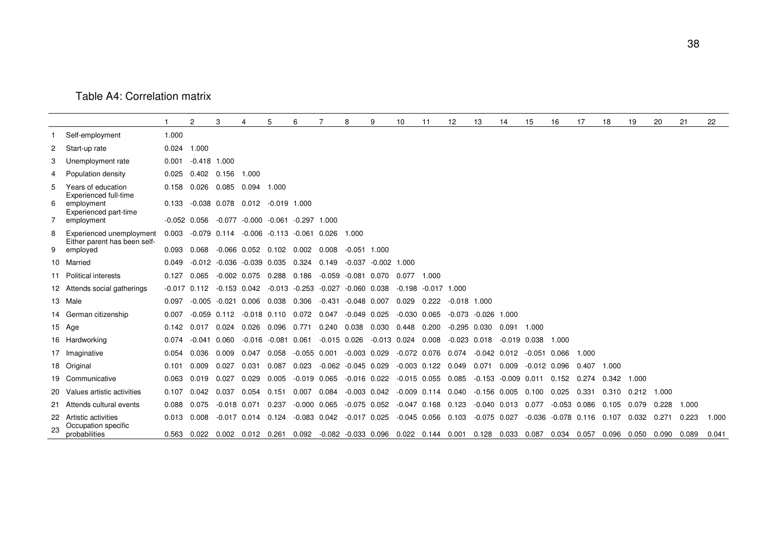Table A4: Correlation matrix

| | | 1 | 2 | 3 | 4 | 5 | 6 | 7 | 8 | 9 | 10 | 11 | 12 | 13 | 14 | 15 | 16 | 17 | 18 | 19 | 20 | 21 | 22 |
|---|---|---|---|---|---|---|---|---|---|---|---|---|---|---|---|---|---|---|---|---|---|---|---|
| 1 | Self-employment | 1.000 | | | | | | | | | | | | | | | | | | | | | |
| 2 | Start-up rate | 0.024 | 1.000 | | | | | | | | | | | | | | | | | | | | |
| 3 | Unemployment rate | 0.001 | -0.418 | 1.000 | | | | | | | | | | | | | | | | | | | |
| 4 | Population density | 0.025 | 0.402 | 0.156 | 1.000 | | | | | | | | | | | | | | | | | | |
| 5 | Years of education | 0.158 | 0.026 | 0.085 | 0.094 | 1.000 | | | | | | | | | | | | | | | | | |
| 6 | Experienced full-time employment | 0.133 | -0.038 | 0.078 | 0.012 | -0.019 | 1.000 | | | | | | | | | | | | | | | | |
| 7 | Experienced part-time employment | -0.052 | 0.056 | -0.077 | -0.000 | -0.061 | -0.297 | 1.000 | | | | | | | | | | | | | | | |
| 8 | Experienced unemployment | 0.003 | -0.079 | 0.114 | -0.006 | -0.113 | -0.061 | 0.026 | 1.000 | | | | | | | | | | | | | | |
| 9 | Either parent has been self-employed | 0.093 | 0.068 | -0.066 | 0.052 | 0.102 | 0.002 | 0.008 | -0.051 | 1.000 | | | | | | | | | | | | | |
| 10 | Married | 0.049 | -0.012 | -0.036 | -0.039 | 0.035 | 0.324 | 0.149 | -0.037 | -0.002 | 1.000 | | | | | | | | | | | | |
| 11 | Political interests | 0.127 | 0.065 | -0.002 | 0.075 | 0.288 | 0.186 | -0.059 | -0.081 | 0.070 | 0.077 | 1.000 | | | | | | | | | | | |
| 12 | Attends social gatherings | -0.017 | 0.112 | -0.153 | 0.042 | -0.013 | -0.253 | -0.027 | -0.060 | 0.038 | -0.198 | -0.017 | 1.000 | | | | | | | | | | |
| 13 | Male | 0.097 | -0.005 | -0.021 | 0.006 | 0.038 | 0.306 | -0.431 | -0.048 | 0.007 | 0.029 | 0.222 | -0.018 | 1.000 | | | | | | | | | |
| 14 | German citizenship | 0.007 | -0.059 | 0.112 | -0.018 | 0.110 | 0.072 | 0.047 | -0.049 | 0.025 | -0.030 | 0.065 | -0.073 | -0.026 | 1.000 | | | | | | | | |
| 15 | Age | 0.142 | 0.017 | 0.024 | 0.026 | 0.096 | 0.771 | 0.240 | 0.038 | 0.030 | 0.448 | 0.200 | -0.295 | 0.030 | 0.091 | 1.000 | | | | | | | |
| 16 | Hardworking | 0.074 | -0.041 | 0.060 | -0.016 | -0.081 | 0.061 | -0.015 | 0.026 | -0.013 | 0.024 | 0.008 | -0.023 | 0.018 | -0.019 | 0.038 | 1.000 | | | | | | |
| 17 | Imaginative | 0.054 | 0.036 | 0.009 | 0.047 | 0.058 | -0.055 | 0.001 | -0.003 | 0.029 | -0.072 | 0.076 | 0.074 | -0.042 | 0.012 | -0.051 | 0.066 | 1.000 | | | | | |
| 18 | Original | 0.101 | 0.009 | 0.027 | 0.031 | 0.087 | 0.023 | -0.062 | -0.045 | 0.029 | -0.003 | 0.122 | 0.049 | 0.071 | 0.009 | -0.012 | 0.096 | 0.407 | 1.000 | | | | |
| 19 | Communicative | 0.063 | 0.019 | 0.027 | 0.029 | 0.005 | -0.019 | 0.065 | -0.016 | 0.022 | -0.015 | 0.055 | 0.085 | -0.153 | -0.009 | 0.011 | 0.152 | 0.274 | 0.342 | 1.000 | | | |
| 20 | Values artistic activities | 0.107 | 0.042 | 0.037 | 0.054 | 0.151 | 0.007 | 0.084 | -0.003 | 0.042 | -0.009 | 0.114 | 0.040 | -0.156 | 0.005 | 0.100 | 0.025 | 0.331 | 0.310 | 0.212 | 1.000 | | |
| 21 | Attends cultural events | 0.088 | 0.075 | -0.018 | 0.071 | 0.237 | -0.000 | 0.065 | -0.075 | 0.052 | -0.047 | 0.168 | 0.123 | -0.040 | 0.013 | 0.077 | -0.053 | 0.086 | 0.105 | 0.079 | 0.228 | 1.000 | |
| 22 | Artistic activities | 0.013 | 0.008 | -0.017 | 0.014 | 0.124 | -0.083 | 0.042 | -0.017 | 0.025 | -0.045 | 0.056 | 0.103 | -0.075 | 0.027 | -0.036 | -0.078 | 0.116 | 0.107 | 0.032 | 0.271 | 0.223 | 1.000 |
| 23 | Occupation specific probabilities | 0.563 | 0.022 | 0.002 | 0.012 | 0.261 | 0.092 | -0.082 | -0.033 | 0.096 | 0.022 | 0.144 | 0.001 | 0.128 | 0.033 | 0.087 | 0.034 | 0.057 | 0.096 | 0.050 | 0.090 | 0.089 | 0.041 |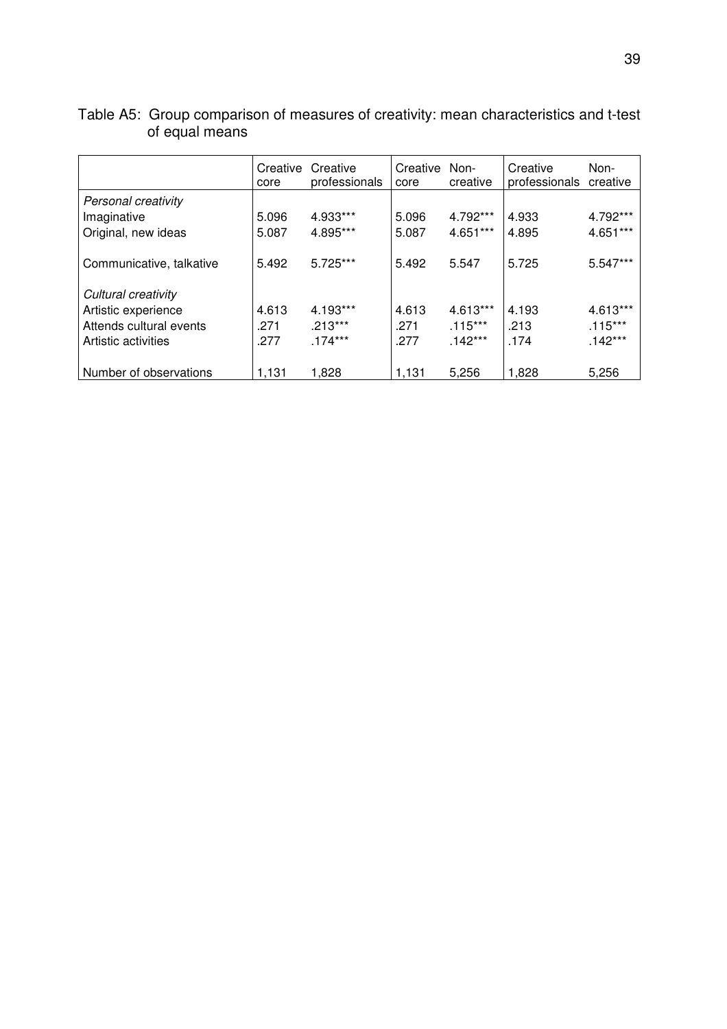Table A5: Group comparison of measures of creativity: mean characteristics and t-test of equal means

| | Creative core | Creative professionals | Creative core | Non-creative | Creative professionals | Non-creative |
|---|---|---|---|---|---|---|
| *Personal creativity* | | | | | | |
| Imaginative | 5.096 | 4.933*** | 5.096 | 4.792*** | 4.933 | 4.792*** |
| Original, new ideas | 5.087 | 4.895*** | 5.087 | 4.651*** | 4.895 | 4.651*** |
| Communicative, talkative | 5.492 | 5.725*** | 5.492 | 5.547 | 5.725 | 5.547*** |
| *Cultural creativity* | | | | | | |
| Artistic experience | 4.613 | 4.193*** | 4.613 | 4.613*** | 4.193 | 4.613*** |
| Attends cultural events | .271 | .213*** | .271 | .115*** | .213 | .115*** |
| Artistic activities | .277 | .174*** | .277 | .142*** | .174 | .142*** |
| Number of observations | 1,131 | 1,828 | 1,131 | 5,256 | 1,828 | 5,256 |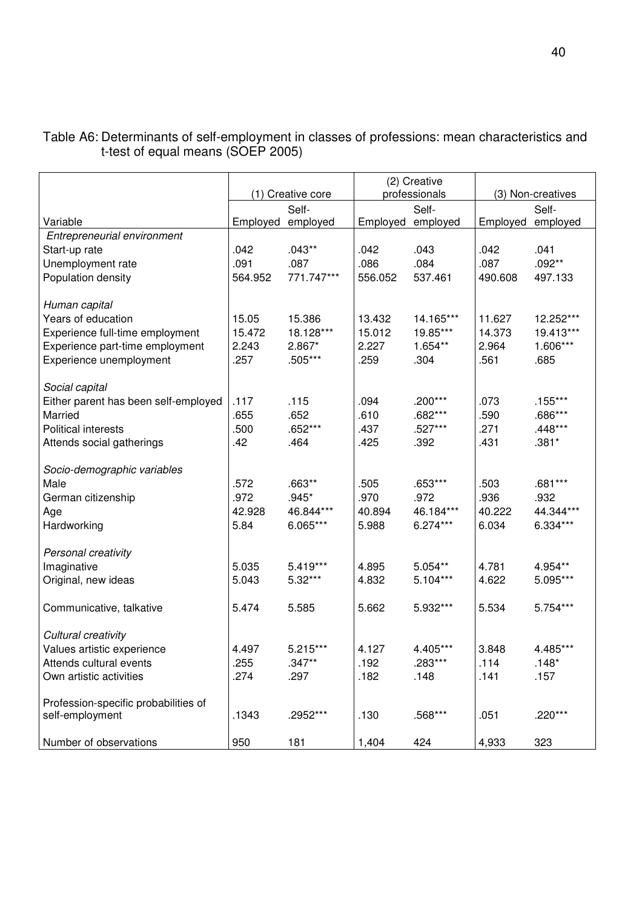Table A6: Determinants of self-employment in classes of professions: mean characteristics and t-test of equal means (SOEP 2005)

| | (1) Creative core | | (2) Creative professionals | | (3) Non-creatives | |
|---|---|---|---|---|---|---|
| Variable | Employed | Self-employed | Employed | Self-employed | Employed | Self-employed |
| *Entrepreneurial environment* | | | | | | |
| Start-up rate | .042 | .043** | .042 | .043 | .042 | .041 |
| Unemployment rate | .091 | .087 | .086 | .084 | .087 | .092** |
| Population density | 564.952 | 771.747*** | 556.052 | 537.461 | 490.608 | 497.133 |
| *Human capital* | | | | | | |
| Years of education | 15.05 | 15.386 | 13.432 | 14.165*** | 11.627 | 12.252*** |
| Experience full-time employment | 15.472 | 18.128*** | 15.012 | 19.85*** | 14.373 | 19.413*** |
| Experience part-time employment | 2.243 | 2.867* | 2.227 | 1.654** | 2.964 | 1.606*** |
| Experience unemployment | .257 | .505*** | .259 | .304 | .561 | .685 |
| *Social capital* | | | | | | |
| Either parent has been self-employed | .117 | .115 | .094 | .200*** | .073 | .155*** |
| Married | .655 | .652 | .610 | .682*** | .590 | .686*** |
| Political interests | .500 | .652*** | .437 | .527*** | .271 | .448*** |
| Attends social gatherings | .42 | .464 | .425 | .392 | .431 | .381* |
| *Socio-demographic variables* | | | | | | |
| Male | .572 | .663** | .505 | .653*** | .503 | .681*** |
| German citizenship | .972 | .945* | .970 | .972 | .936 | .932 |
| Age | 42.928 | 46.844*** | 40.894 | 46.184*** | 40.222 | 44.344*** |
| Hardworking | 5.84 | 6.065*** | 5.988 | 6.274*** | 6.034 | 6.334*** |
| *Personal creativity* | | | | | | |
| Imaginative | 5.035 | 5.419*** | 4.895 | 5.054** | 4.781 | 4.954** |
| Original, new ideas | 5.043 | 5.32*** | 4.832 | 5.104*** | 4.622 | 5.095*** |
| Communicative, talkative | 5.474 | 5.585 | 5.662 | 5.932*** | 5.534 | 5.754*** |
| *Cultural creativity* | | | | | | |
| Values artistic experience | 4.497 | 5.215*** | 4.127 | 4.405*** | 3.848 | 4.485*** |
| Attends cultural events | .255 | .347** | .192 | .283*** | .114 | .148* |
| Own artistic activities | .274 | .297 | .182 | .148 | .141 | .157 |
| Profession-specific probabilities of self-employment | .1343 | .2952*** | .130 | .568*** | .051 | .220*** |
| Number of observations | 950 | 181 | 1,404 | 424 | 4,933 | 323 |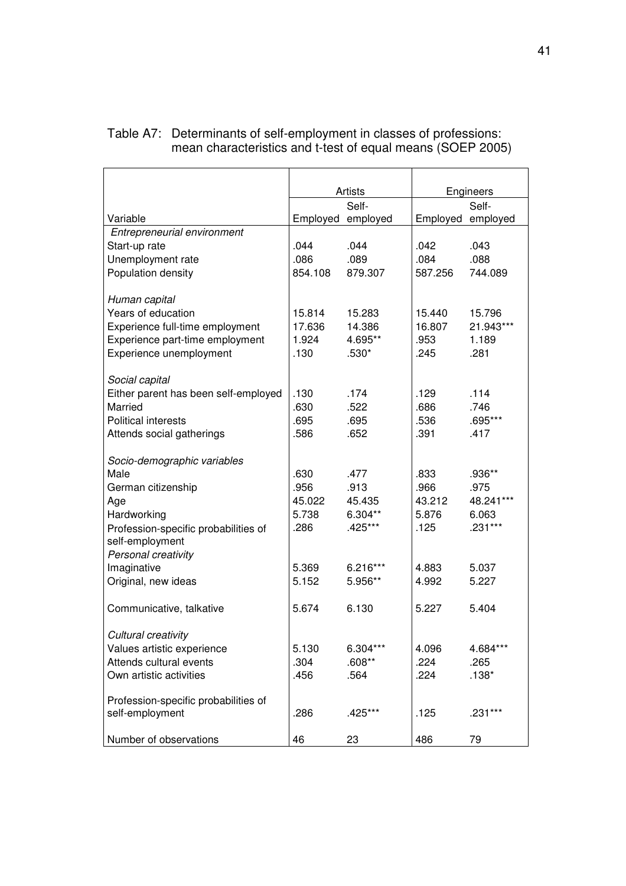Table A7: Determinants of self-employment in classes of professions: mean characteristics and t-test of equal means (SOEP 2005)

| | Artists | | Engineers | |
|---|---|---|---|---|
| Variable | Employed | Self-employed | Employed | Self-employed |
| *Entrepreneurial environment* | | | | |
| Start-up rate | .044 | .044 | .042 | .043 |
| Unemployment rate | .086 | .089 | .084 | .088 |
| Population density | 854.108 | 879.307 | 587.256 | 744.089 |
| *Human capital* | | | | |
| Years of education | 15.814 | 15.283 | 15.440 | 15.796 |
| Experience full-time employment | 17.636 | 14.386 | 16.807 | 21.943*** |
| Experience part-time employment | 1.924 | 4.695** | .953 | 1.189 |
| Experience unemployment | .130 | .530* | .245 | .281 |
| *Social capital* | | | | |
| Either parent has been self-employed | .130 | .174 | .129 | .114 |
| Married | .630 | .522 | .686 | .746 |
| Political interests | .695 | .695 | .536 | .695*** |
| Attends social gatherings | .586 | .652 | .391 | .417 |
| *Socio-demographic variables* | | | | |
| Male | .630 | .477 | .833 | .936** |
| German citizenship | .956 | .913 | .966 | .975 |
| Age | 45.022 | 45.435 | 43.212 | 48.241*** |
| Hardworking | 5.738 | 6.304** | 5.876 | 6.063 |
| Profession-specific probabilities of self-employment | .286 | .425*** | .125 | .231*** |
| *Personal creativity* | | | | |
| Imaginative | 5.369 | 6.216*** | 4.883 | 5.037 |
| Original, new ideas | 5.152 | 5.956** | 4.992 | 5.227 |
| Communicative, talkative | 5.674 | 6.130 | 5.227 | 5.404 |
| *Cultural creativity* | | | | |
| Values artistic experience | 5.130 | 6.304*** | 4.096 | 4.684*** |
| Attends cultural events | .304 | .608** | .224 | .265 |
| Own artistic activities | .456 | .564 | .224 | .138* |
| Profession-specific probabilities of self-employment | .286 | .425*** | .125 | .231*** |
| Number of observations | 46 | 23 | 486 | 79 |